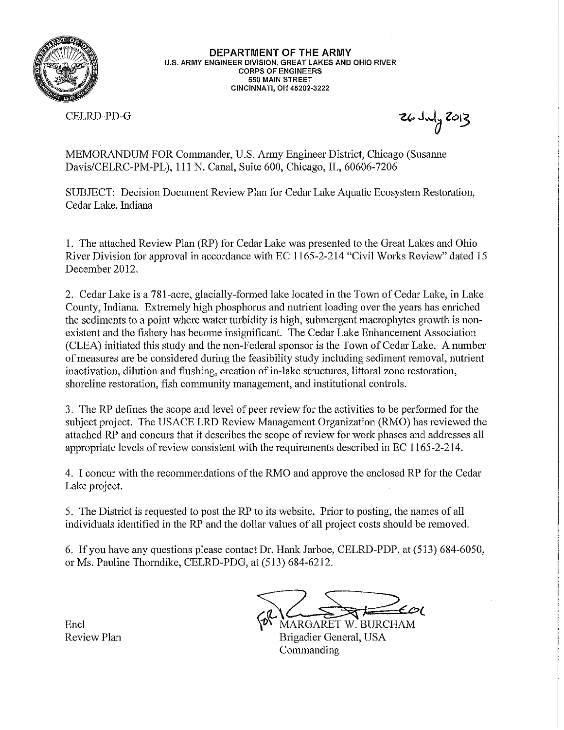**DEPARTMENT OF THE ARMY**
U.S. ARMY ENGINEER DIVISION, GREAT LAKES AND OHIO RIVER
CORPS OF ENGINEERS
550 MAIN STREET
CINCINNATI, OH 45202-3222

CELRD-PD-G

26 July 2013

MEMORANDUM FOR Commander, U.S. Army Engineer District, Chicago (Susanne Davis/CELRC-PM-PL), 111 N. Canal, Suite 600, Chicago, IL, 60606-7206

SUBJECT: Decision Document Review Plan for Cedar Lake Aquatic Ecosystem Restoration, Cedar Lake, Indiana

1. The attached Review Plan (RP) for Cedar Lake was presented to the Great Lakes and Ohio River Division for approval in accordance with EC 1165-2-214 "Civil Works Review" dated 15 December 2012.

2. Cedar Lake is a 781-acre, glacially-formed lake located in the Town of Cedar Lake, in Lake County, Indiana. Extremely high phosphorus and nutrient loading over the years has enriched the sediments to a point where water turbidity is high, submergent macrophytes growth is non-existent and the fishery has become insignificant. The Cedar Lake Enhancement Association (CLEA) initiated this study and the non-Federal sponsor is the Town of Cedar Lake. A number of measures are be considered during the feasibility study including sediment removal, nutrient inactivation, dilution and flushing, creation of in-lake structures, littoral zone restoration, shoreline restoration, fish community management, and institutional controls.

3. The RP defines the scope and level of peer review for the activities to be performed for the subject project. The USACE LRD Review Management Organization (RMO) has reviewed the attached RP and concurs that it describes the scope of review for work phases and addresses all appropriate levels of review consistent with the requirements described in EC 1165-2-214.

4. I concur with the recommendations of the RMO and approve the enclosed RP for the Cedar Lake project.

5. The District is requested to post the RP to its website. Prior to posting, the names of all individuals identified in the RP and the dollar values of all project costs should be removed.

6. If you have any questions please contact Dr. Hank Jarboe, CELRD-PDP, at (513) 684-6050, or Ms. Pauline Thorndike, CELRD-PDG, at (513) 684-6212.

Encl
Review Plan

FOR MARGARET W. BURCHAM
Brigadier General, USA
Commanding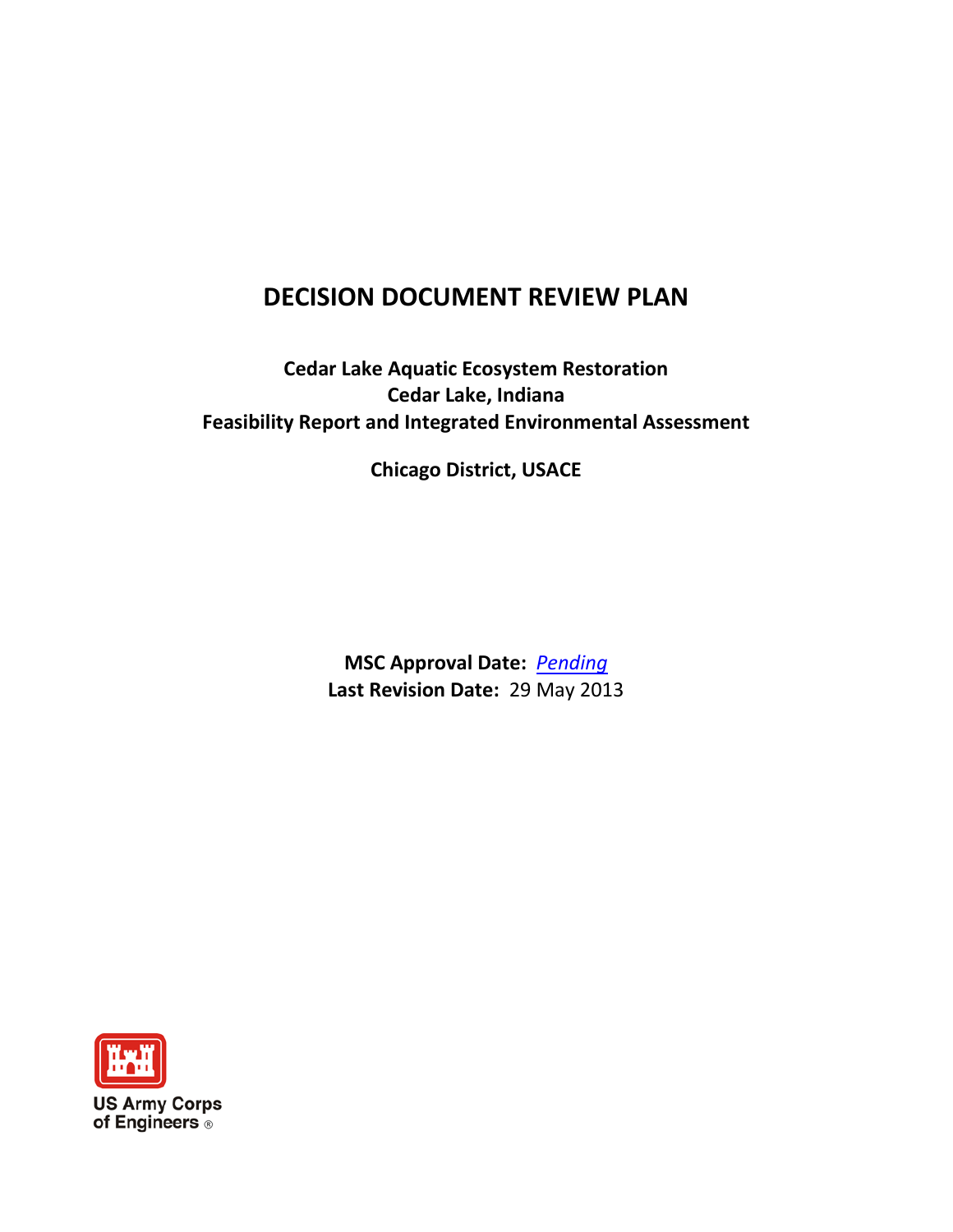# DECISION DOCUMENT REVIEW PLAN

**Cedar Lake Aquatic Ecosystem Restoration**
**Cedar Lake, Indiana**
**Feasibility Report and Integrated Environmental Assessment**

**Chicago District, USACE**

**MSC Approval Date:** *Pending*
**Last Revision Date:** 29 May 2013

US Army Corps of Engineers ®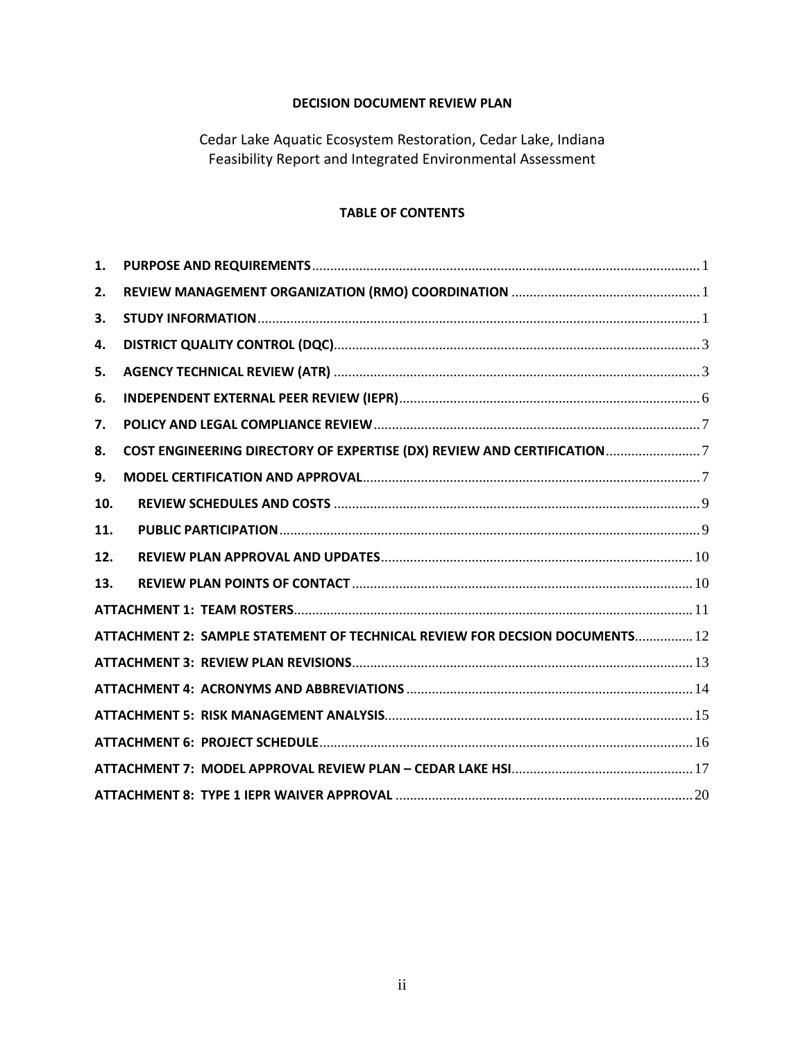**DECISION DOCUMENT REVIEW PLAN**

Cedar Lake Aquatic Ecosystem Restoration, Cedar Lake, Indiana
Feasibility Report and Integrated Environmental Assessment

**TABLE OF CONTENTS**

| | | |
|---|---|---|
| 1. | **PURPOSE AND REQUIREMENTS** | 1 |
| 2. | **REVIEW MANAGEMENT ORGANIZATION (RMO) COORDINATION** | 1 |
| 3. | **STUDY INFORMATION** | 1 |
| 4. | **DISTRICT QUALITY CONTROL (DQC)** | 3 |
| 5. | **AGENCY TECHNICAL REVIEW (ATR)** | 3 |
| 6. | **INDEPENDENT EXTERNAL PEER REVIEW (IEPR)** | 6 |
| 7. | **POLICY AND LEGAL COMPLIANCE REVIEW** | 7 |
| 8. | **COST ENGINEERING DIRECTORY OF EXPERTISE (DX) REVIEW AND CERTIFICATION** | 7 |
| 9. | **MODEL CERTIFICATION AND APPROVAL** | 7 |
| 10. | **REVIEW SCHEDULES AND COSTS** | 9 |
| 11. | **PUBLIC PARTICIPATION** | 9 |
| 12. | **REVIEW PLAN APPROVAL AND UPDATES** | 10 |
| 13. | **REVIEW PLAN POINTS OF CONTACT** | 10 |
| | **ATTACHMENT 1: TEAM ROSTERS** | 11 |
| | **ATTACHMENT 2: SAMPLE STATEMENT OF TECHNICAL REVIEW FOR DECSION DOCUMENTS** | 12 |
| | **ATTACHMENT 3: REVIEW PLAN REVISIONS** | 13 |
| | **ATTACHMENT 4: ACRONYMS AND ABBREVIATIONS** | 14 |
| | **ATTACHMENT 5: RISK MANAGEMENT ANALYSIS** | 15 |
| | **ATTACHMENT 6: PROJECT SCHEDULE** | 16 |
| | **ATTACHMENT 7: MODEL APPROVAL REVIEW PLAN – CEDAR LAKE HSI** | 17 |
| | **ATTACHMENT 8: TYPE 1 IEPR WAIVER APPROVAL** | 20 |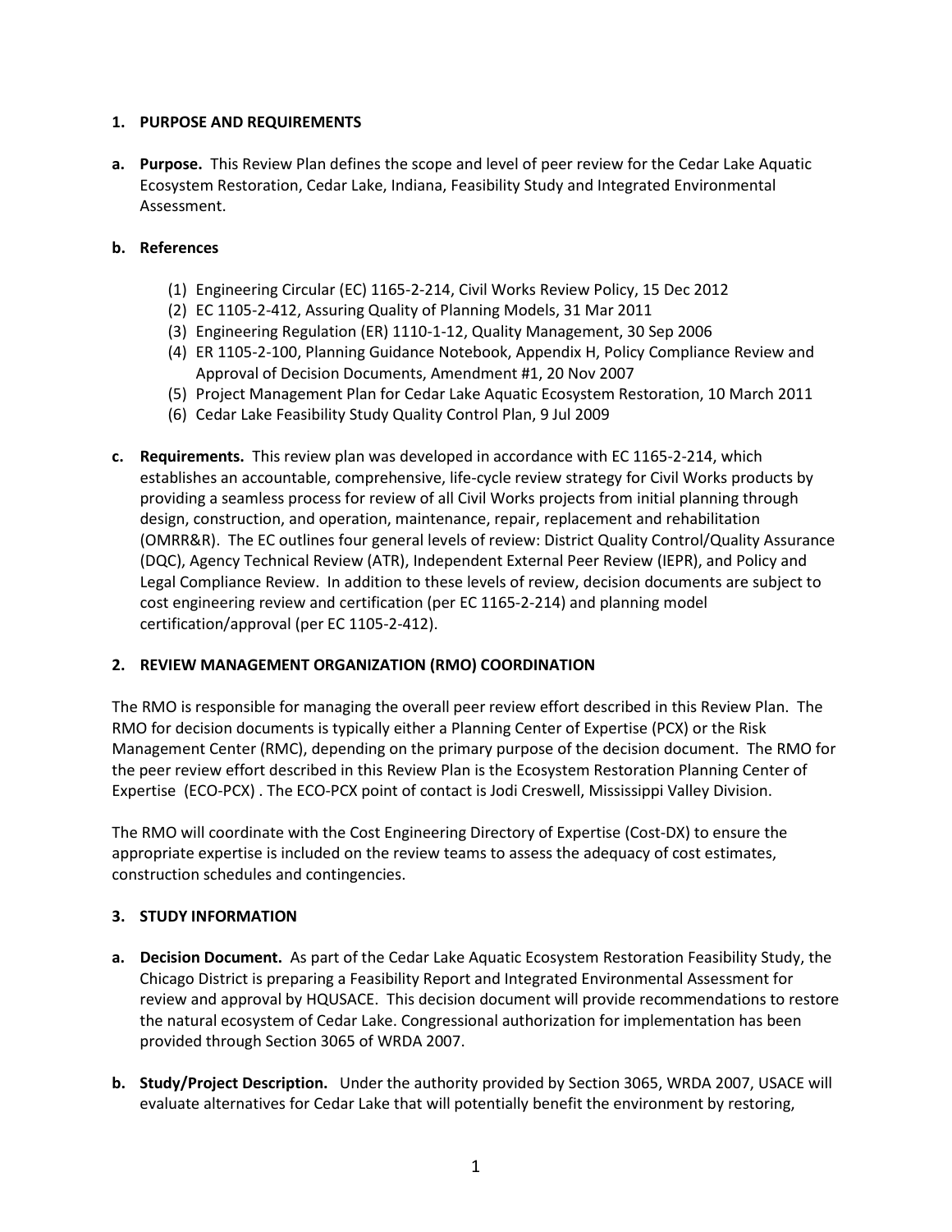## 1. PURPOSE AND REQUIREMENTS

**a. Purpose.** This Review Plan defines the scope and level of peer review for the Cedar Lake Aquatic Ecosystem Restoration, Cedar Lake, Indiana, Feasibility Study and Integrated Environmental Assessment.

**b. References**

(1) Engineering Circular (EC) 1165-2-214, Civil Works Review Policy, 15 Dec 2012
(2) EC 1105-2-412, Assuring Quality of Planning Models, 31 Mar 2011
(3) Engineering Regulation (ER) 1110-1-12, Quality Management, 30 Sep 2006
(4) ER 1105-2-100, Planning Guidance Notebook, Appendix H, Policy Compliance Review and Approval of Decision Documents, Amendment #1, 20 Nov 2007
(5) Project Management Plan for Cedar Lake Aquatic Ecosystem Restoration, 10 March 2011
(6) Cedar Lake Feasibility Study Quality Control Plan, 9 Jul 2009

**c. Requirements.** This review plan was developed in accordance with EC 1165-2-214, which establishes an accountable, comprehensive, life-cycle review strategy for Civil Works products by providing a seamless process for review of all Civil Works projects from initial planning through design, construction, and operation, maintenance, repair, replacement and rehabilitation (OMRR&R). The EC outlines four general levels of review: District Quality Control/Quality Assurance (DQC), Agency Technical Review (ATR), Independent External Peer Review (IEPR), and Policy and Legal Compliance Review. In addition to these levels of review, decision documents are subject to cost engineering review and certification (per EC 1165-2-214) and planning model certification/approval (per EC 1105-2-412).

## 2. REVIEW MANAGEMENT ORGANIZATION (RMO) COORDINATION

The RMO is responsible for managing the overall peer review effort described in this Review Plan. The RMO for decision documents is typically either a Planning Center of Expertise (PCX) or the Risk Management Center (RMC), depending on the primary purpose of the decision document. The RMO for the peer review effort described in this Review Plan is the Ecosystem Restoration Planning Center of Expertise (ECO-PCX) . The ECO-PCX point of contact is Jodi Creswell, Mississippi Valley Division.

The RMO will coordinate with the Cost Engineering Directory of Expertise (Cost-DX) to ensure the appropriate expertise is included on the review teams to assess the adequacy of cost estimates, construction schedules and contingencies.

## 3. STUDY INFORMATION

**a. Decision Document.** As part of the Cedar Lake Aquatic Ecosystem Restoration Feasibility Study, the Chicago District is preparing a Feasibility Report and Integrated Environmental Assessment for review and approval by HQUSACE. This decision document will provide recommendations to restore the natural ecosystem of Cedar Lake. Congressional authorization for implementation has been provided through Section 3065 of WRDA 2007.

**b. Study/Project Description.** Under the authority provided by Section 3065, WRDA 2007, USACE will evaluate alternatives for Cedar Lake that will potentially benefit the environment by restoring,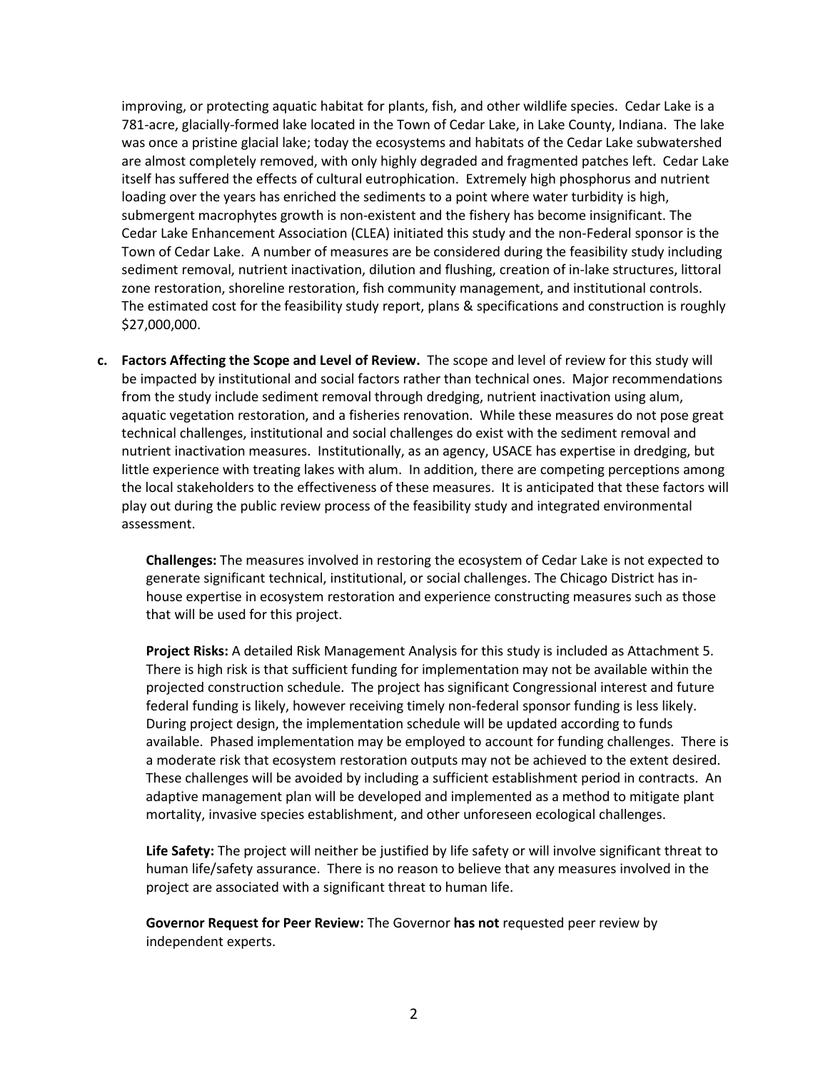improving, or protecting aquatic habitat for plants, fish, and other wildlife species. Cedar Lake is a 781-acre, glacially-formed lake located in the Town of Cedar Lake, in Lake County, Indiana. The lake was once a pristine glacial lake; today the ecosystems and habitats of the Cedar Lake subwatershed are almost completely removed, with only highly degraded and fragmented patches left. Cedar Lake itself has suffered the effects of cultural eutrophication. Extremely high phosphorus and nutrient loading over the years has enriched the sediments to a point where water turbidity is high, submergent macrophytes growth is non-existent and the fishery has become insignificant. The Cedar Lake Enhancement Association (CLEA) initiated this study and the non-Federal sponsor is the Town of Cedar Lake. A number of measures are be considered during the feasibility study including sediment removal, nutrient inactivation, dilution and flushing, creation of in-lake structures, littoral zone restoration, shoreline restoration, fish community management, and institutional controls. The estimated cost for the feasibility study report, plans & specifications and construction is roughly $27,000,000.

**c. Factors Affecting the Scope and Level of Review.** The scope and level of review for this study will be impacted by institutional and social factors rather than technical ones. Major recommendations from the study include sediment removal through dredging, nutrient inactivation using alum, aquatic vegetation restoration, and a fisheries renovation. While these measures do not pose great technical challenges, institutional and social challenges do exist with the sediment removal and nutrient inactivation measures. Institutionally, as an agency, USACE has expertise in dredging, but little experience with treating lakes with alum. In addition, there are competing perceptions among the local stakeholders to the effectiveness of these measures. It is anticipated that these factors will play out during the public review process of the feasibility study and integrated environmental assessment.

**Challenges:** The measures involved in restoring the ecosystem of Cedar Lake is not expected to generate significant technical, institutional, or social challenges. The Chicago District has in-house expertise in ecosystem restoration and experience constructing measures such as those that will be used for this project.

**Project Risks:** A detailed Risk Management Analysis for this study is included as Attachment 5. There is high risk is that sufficient funding for implementation may not be available within the projected construction schedule. The project has significant Congressional interest and future federal funding is likely, however receiving timely non-federal sponsor funding is less likely. During project design, the implementation schedule will be updated according to funds available. Phased implementation may be employed to account for funding challenges. There is a moderate risk that ecosystem restoration outputs may not be achieved to the extent desired. These challenges will be avoided by including a sufficient establishment period in contracts. An adaptive management plan will be developed and implemented as a method to mitigate plant mortality, invasive species establishment, and other unforeseen ecological challenges.

**Life Safety:** The project will neither be justified by life safety or will involve significant threat to human life/safety assurance. There is no reason to believe that any measures involved in the project are associated with a significant threat to human life.

**Governor Request for Peer Review:** The Governor **has not** requested peer review by independent experts.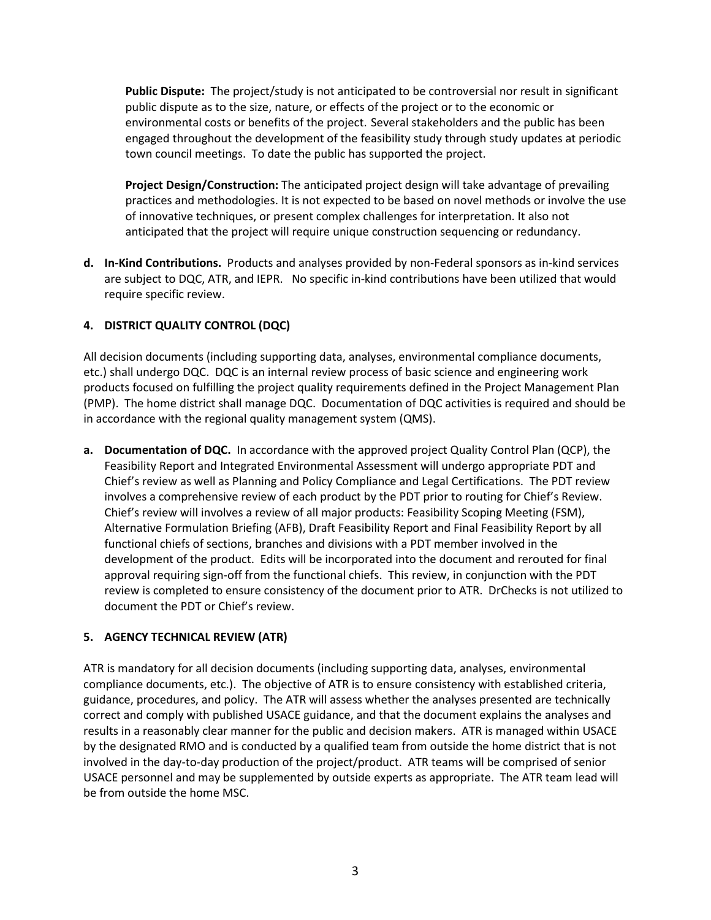**Public Dispute:** The project/study is not anticipated to be controversial nor result in significant public dispute as to the size, nature, or effects of the project or to the economic or environmental costs or benefits of the project. Several stakeholders and the public has been engaged throughout the development of the feasibility study through study updates at periodic town council meetings. To date the public has supported the project.

**Project Design/Construction:** The anticipated project design will take advantage of prevailing practices and methodologies. It is not expected to be based on novel methods or involve the use of innovative techniques, or present complex challenges for interpretation. It also not anticipated that the project will require unique construction sequencing or redundancy.

**d. In-Kind Contributions.** Products and analyses provided by non-Federal sponsors as in-kind services are subject to DQC, ATR, and IEPR. No specific in-kind contributions have been utilized that would require specific review.

## 4. DISTRICT QUALITY CONTROL (DQC)

All decision documents (including supporting data, analyses, environmental compliance documents, etc.) shall undergo DQC. DQC is an internal review process of basic science and engineering work products focused on fulfilling the project quality requirements defined in the Project Management Plan (PMP). The home district shall manage DQC. Documentation of DQC activities is required and should be in accordance with the regional quality management system (QMS).

**a. Documentation of DQC.** In accordance with the approved project Quality Control Plan (QCP), the Feasibility Report and Integrated Environmental Assessment will undergo appropriate PDT and Chief's review as well as Planning and Policy Compliance and Legal Certifications. The PDT review involves a comprehensive review of each product by the PDT prior to routing for Chief's Review. Chief's review will involves a review of all major products: Feasibility Scoping Meeting (FSM), Alternative Formulation Briefing (AFB), Draft Feasibility Report and Final Feasibility Report by all functional chiefs of sections, branches and divisions with a PDT member involved in the development of the product. Edits will be incorporated into the document and rerouted for final approval requiring sign-off from the functional chiefs. This review, in conjunction with the PDT review is completed to ensure consistency of the document prior to ATR. DrChecks is not utilized to document the PDT or Chief's review.

## 5. AGENCY TECHNICAL REVIEW (ATR)

ATR is mandatory for all decision documents (including supporting data, analyses, environmental compliance documents, etc.). The objective of ATR is to ensure consistency with established criteria, guidance, procedures, and policy. The ATR will assess whether the analyses presented are technically correct and comply with published USACE guidance, and that the document explains the analyses and results in a reasonably clear manner for the public and decision makers. ATR is managed within USACE by the designated RMO and is conducted by a qualified team from outside the home district that is not involved in the day-to-day production of the project/product. ATR teams will be comprised of senior USACE personnel and may be supplemented by outside experts as appropriate. The ATR team lead will be from outside the home MSC.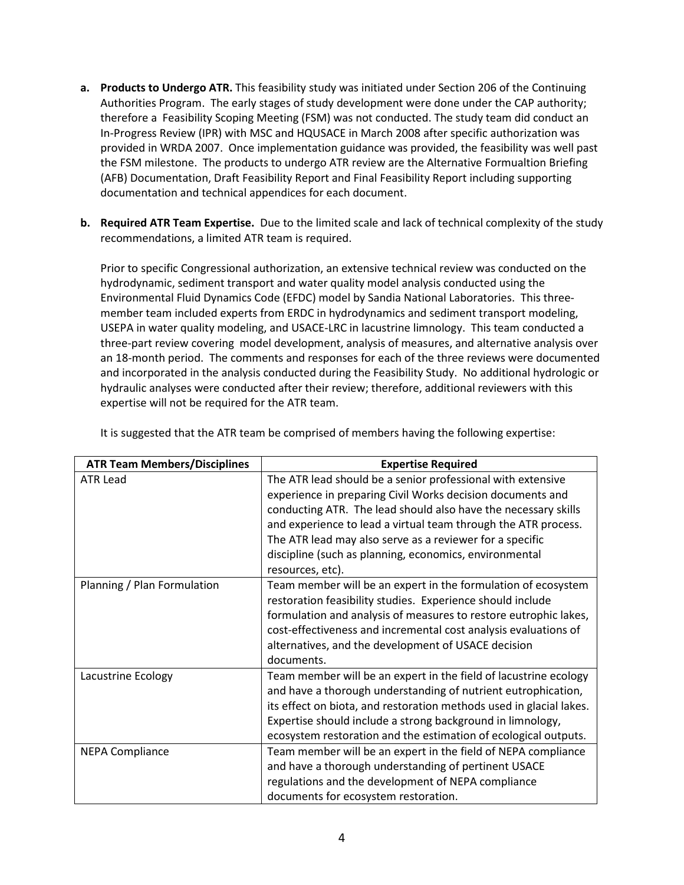**a. Products to Undergo ATR.** This feasibility study was initiated under Section 206 of the Continuing Authorities Program. The early stages of study development were done under the CAP authority; therefore a Feasibility Scoping Meeting (FSM) was not conducted. The study team did conduct an In-Progress Review (IPR) with MSC and HQUSACE in March 2008 after specific authorization was provided in WRDA 2007. Once implementation guidance was provided, the feasibility was well past the FSM milestone. The products to undergo ATR review are the Alternative Formualtion Briefing (AFB) Documentation, Draft Feasibility Report and Final Feasibility Report including supporting documentation and technical appendices for each document.

**b. Required ATR Team Expertise.** Due to the limited scale and lack of technical complexity of the study recommendations, a limited ATR team is required.

Prior to specific Congressional authorization, an extensive technical review was conducted on the hydrodynamic, sediment transport and water quality model analysis conducted using the Environmental Fluid Dynamics Code (EFDC) model by Sandia National Laboratories. This three-member team included experts from ERDC in hydrodynamics and sediment transport modeling, USEPA in water quality modeling, and USACE-LRC in lacustrine limnology. This team conducted a three-part review covering model development, analysis of measures, and alternative analysis over an 18-month period. The comments and responses for each of the three reviews were documented and incorporated in the analysis conducted during the Feasibility Study. No additional hydrologic or hydraulic analyses were conducted after their review; therefore, additional reviewers with this expertise will not be required for the ATR team.

It is suggested that the ATR team be comprised of members having the following expertise:

| ATR Team Members/Disciplines | Expertise Required |
|---|---|
| ATR Lead | The ATR lead should be a senior professional with extensive experience in preparing Civil Works decision documents and conducting ATR. The lead should also have the necessary skills and experience to lead a virtual team through the ATR process. The ATR lead may also serve as a reviewer for a specific discipline (such as planning, economics, environmental resources, etc). |
| Planning / Plan Formulation | Team member will be an expert in the formulation of ecosystem restoration feasibility studies. Experience should include formulation and analysis of measures to restore eutrophic lakes, cost-effectiveness and incremental cost analysis evaluations of alternatives, and the development of USACE decision documents. |
| Lacustrine Ecology | Team member will be an expert in the field of lacustrine ecology and have a thorough understanding of nutrient eutrophication, its effect on biota, and restoration methods used in glacial lakes. Expertise should include a strong background in limnology, ecosystem restoration and the estimation of ecological outputs. |
| NEPA Compliance | Team member will be an expert in the field of NEPA compliance and have a thorough understanding of pertinent USACE regulations and the development of NEPA compliance documents for ecosystem restoration. |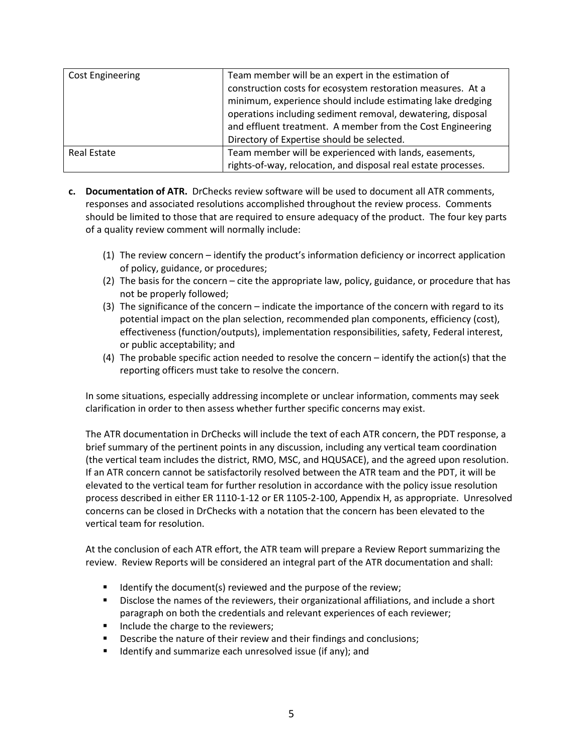| Cost Engineering | Team member will be an expert in the estimation of construction costs for ecosystem restoration measures. At a minimum, experience should include estimating lake dredging operations including sediment removal, dewatering, disposal and effluent treatment. A member from the Cost Engineering Directory of Expertise should be selected. |
|---|---|
| Real Estate | Team member will be experienced with lands, easements, rights-of-way, relocation, and disposal real estate processes. |

**c. Documentation of ATR.** DrChecks review software will be used to document all ATR comments, responses and associated resolutions accomplished throughout the review process. Comments should be limited to those that are required to ensure adequacy of the product. The four key parts of a quality review comment will normally include:

(1) The review concern – identify the product's information deficiency or incorrect application of policy, guidance, or procedures;
(2) The basis for the concern – cite the appropriate law, policy, guidance, or procedure that has not be properly followed;
(3) The significance of the concern – indicate the importance of the concern with regard to its potential impact on the plan selection, recommended plan components, efficiency (cost), effectiveness (function/outputs), implementation responsibilities, safety, Federal interest, or public acceptability; and
(4) The probable specific action needed to resolve the concern – identify the action(s) that the reporting officers must take to resolve the concern.

In some situations, especially addressing incomplete or unclear information, comments may seek clarification in order to then assess whether further specific concerns may exist.

The ATR documentation in DrChecks will include the text of each ATR concern, the PDT response, a brief summary of the pertinent points in any discussion, including any vertical team coordination (the vertical team includes the district, RMO, MSC, and HQUSACE), and the agreed upon resolution. If an ATR concern cannot be satisfactorily resolved between the ATR team and the PDT, it will be elevated to the vertical team for further resolution in accordance with the policy issue resolution process described in either ER 1110-1-12 or ER 1105-2-100, Appendix H, as appropriate. Unresolved concerns can be closed in DrChecks with a notation that the concern has been elevated to the vertical team for resolution.

At the conclusion of each ATR effort, the ATR team will prepare a Review Report summarizing the review. Review Reports will be considered an integral part of the ATR documentation and shall:

- Identify the document(s) reviewed and the purpose of the review;
- Disclose the names of the reviewers, their organizational affiliations, and include a short paragraph on both the credentials and relevant experiences of each reviewer;
- Include the charge to the reviewers;
- Describe the nature of their review and their findings and conclusions;
- Identify and summarize each unresolved issue (if any); and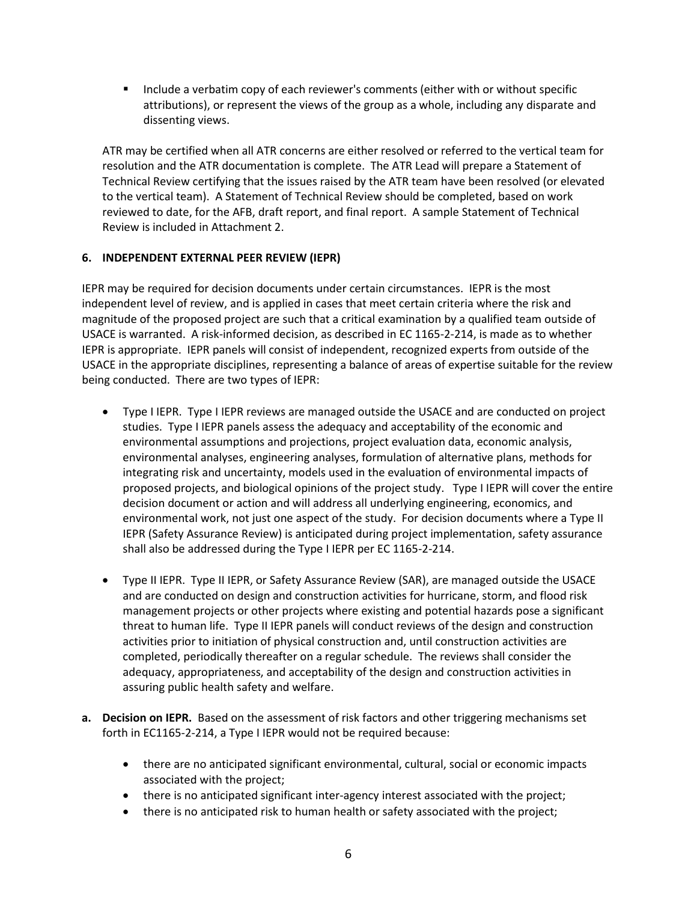- Include a verbatim copy of each reviewer's comments (either with or without specific attributions), or represent the views of the group as a whole, including any disparate and dissenting views.

ATR may be certified when all ATR concerns are either resolved or referred to the vertical team for resolution and the ATR documentation is complete. The ATR Lead will prepare a Statement of Technical Review certifying that the issues raised by the ATR team have been resolved (or elevated to the vertical team). A Statement of Technical Review should be completed, based on work reviewed to date, for the AFB, draft report, and final report. A sample Statement of Technical Review is included in Attachment 2.

## 6. INDEPENDENT EXTERNAL PEER REVIEW (IEPR)

IEPR may be required for decision documents under certain circumstances. IEPR is the most independent level of review, and is applied in cases that meet certain criteria where the risk and magnitude of the proposed project are such that a critical examination by a qualified team outside of USACE is warranted. A risk-informed decision, as described in EC 1165-2-214, is made as to whether IEPR is appropriate. IEPR panels will consist of independent, recognized experts from outside of the USACE in the appropriate disciplines, representing a balance of areas of expertise suitable for the review being conducted. There are two types of IEPR:

- Type I IEPR. Type I IEPR reviews are managed outside the USACE and are conducted on project studies. Type I IEPR panels assess the adequacy and acceptability of the economic and environmental assumptions and projections, project evaluation data, economic analysis, environmental analyses, engineering analyses, formulation of alternative plans, methods for integrating risk and uncertainty, models used in the evaluation of environmental impacts of proposed projects, and biological opinions of the project study. Type I IEPR will cover the entire decision document or action and will address all underlying engineering, economics, and environmental work, not just one aspect of the study. For decision documents where a Type II IEPR (Safety Assurance Review) is anticipated during project implementation, safety assurance shall also be addressed during the Type I IEPR per EC 1165-2-214.

- Type II IEPR. Type II IEPR, or Safety Assurance Review (SAR), are managed outside the USACE and are conducted on design and construction activities for hurricane, storm, and flood risk management projects or other projects where existing and potential hazards pose a significant threat to human life. Type II IEPR panels will conduct reviews of the design and construction activities prior to initiation of physical construction and, until construction activities are completed, periodically thereafter on a regular schedule. The reviews shall consider the adequacy, appropriateness, and acceptability of the design and construction activities in assuring public health safety and welfare.

**a. Decision on IEPR.** Based on the assessment of risk factors and other triggering mechanisms set forth in EC1165-2-214, a Type I IEPR would not be required because:

- there are no anticipated significant environmental, cultural, social or economic impacts associated with the project;
- there is no anticipated significant inter-agency interest associated with the project;
- there is no anticipated risk to human health or safety associated with the project;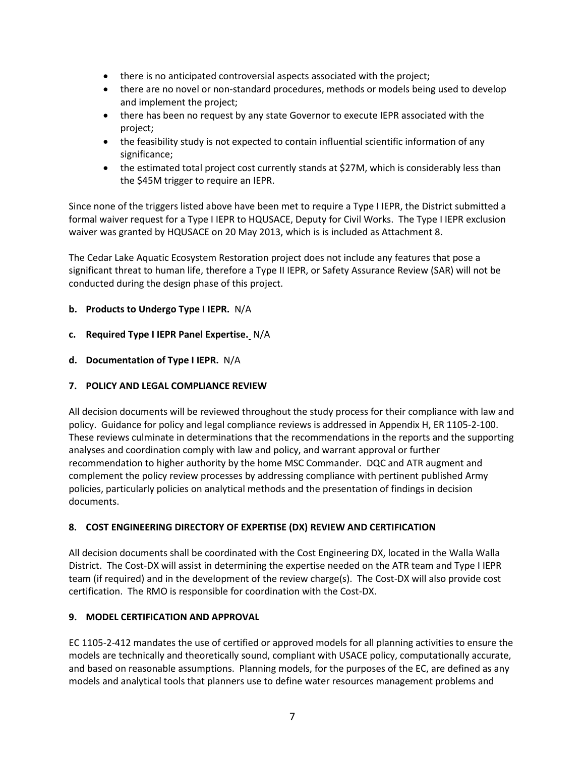- there is no anticipated controversial aspects associated with the project;
- there are no novel or non-standard procedures, methods or models being used to develop and implement the project;
- there has been no request by any state Governor to execute IEPR associated with the project;
- the feasibility study is not expected to contain influential scientific information of any significance;
- the estimated total project cost currently stands at $27M, which is considerably less than the $45M trigger to require an IEPR.

Since none of the triggers listed above have been met to require a Type I IEPR, the District submitted a formal waiver request for a Type I IEPR to HQUSACE, Deputy for Civil Works. The Type I IEPR exclusion waiver was granted by HQUSACE on 20 May 2013, which is is included as Attachment 8.

The Cedar Lake Aquatic Ecosystem Restoration project does not include any features that pose a significant threat to human life, therefore a Type II IEPR, or Safety Assurance Review (SAR) will not be conducted during the design phase of this project.

**b. Products to Undergo Type I IEPR.** N/A

**c. Required Type I IEPR Panel Expertise.** N/A

**d. Documentation of Type I IEPR.** N/A

## 7. POLICY AND LEGAL COMPLIANCE REVIEW

All decision documents will be reviewed throughout the study process for their compliance with law and policy. Guidance for policy and legal compliance reviews is addressed in Appendix H, ER 1105-2-100. These reviews culminate in determinations that the recommendations in the reports and the supporting analyses and coordination comply with law and policy, and warrant approval or further recommendation to higher authority by the home MSC Commander. DQC and ATR augment and complement the policy review processes by addressing compliance with pertinent published Army policies, particularly policies on analytical methods and the presentation of findings in decision documents.

## 8. COST ENGINEERING DIRECTORY OF EXPERTISE (DX) REVIEW AND CERTIFICATION

All decision documents shall be coordinated with the Cost Engineering DX, located in the Walla Walla District. The Cost-DX will assist in determining the expertise needed on the ATR team and Type I IEPR team (if required) and in the development of the review charge(s). The Cost-DX will also provide cost certification. The RMO is responsible for coordination with the Cost-DX.

## 9. MODEL CERTIFICATION AND APPROVAL

EC 1105-2-412 mandates the use of certified or approved models for all planning activities to ensure the models are technically and theoretically sound, compliant with USACE policy, computationally accurate, and based on reasonable assumptions. Planning models, for the purposes of the EC, are defined as any models and analytical tools that planners use to define water resources management problems and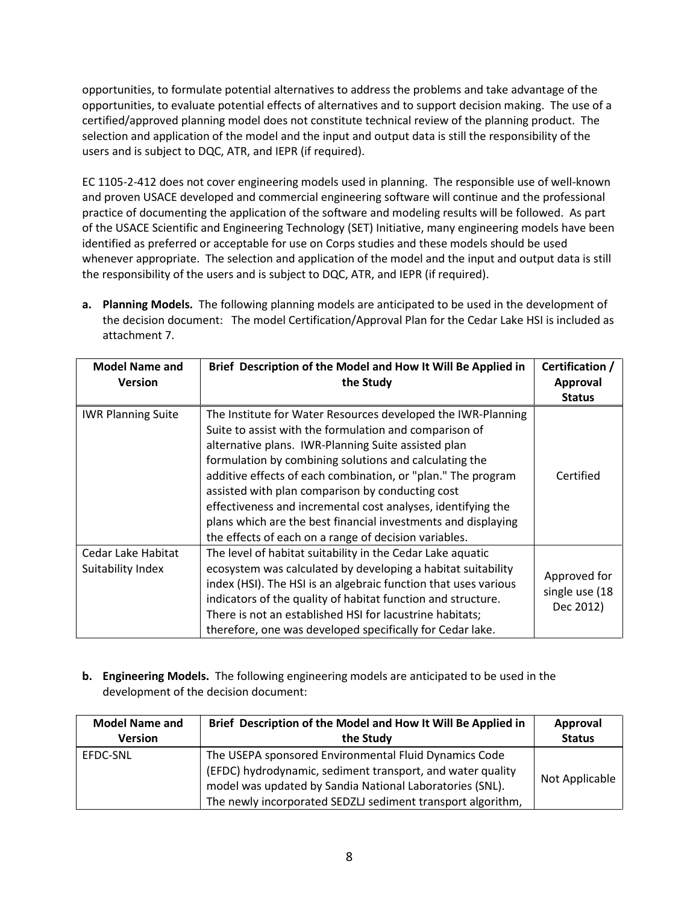opportunities, to formulate potential alternatives to address the problems and take advantage of the opportunities, to evaluate potential effects of alternatives and to support decision making. The use of a certified/approved planning model does not constitute technical review of the planning product. The selection and application of the model and the input and output data is still the responsibility of the users and is subject to DQC, ATR, and IEPR (if required).

EC 1105-2-412 does not cover engineering models used in planning. The responsible use of well-known and proven USACE developed and commercial engineering software will continue and the professional practice of documenting the application of the software and modeling results will be followed. As part of the USACE Scientific and Engineering Technology (SET) Initiative, many engineering models have been identified as preferred or acceptable for use on Corps studies and these models should be used whenever appropriate. The selection and application of the model and the input and output data is still the responsibility of the users and is subject to DQC, ATR, and IEPR (if required).

**a. Planning Models.** The following planning models are anticipated to be used in the development of the decision document: The model Certification/Approval Plan for the Cedar Lake HSI is included as attachment 7.

| Model Name and Version | Brief Description of the Model and How It Will Be Applied in the Study | Certification / Approval Status |
|---|---|---|
| IWR Planning Suite | The Institute for Water Resources developed the IWR-Planning Suite to assist with the formulation and comparison of alternative plans. IWR-Planning Suite assisted plan formulation by combining solutions and calculating the additive effects of each combination, or "plan." The program assisted with plan comparison by conducting cost effectiveness and incremental cost analyses, identifying the plans which are the best financial investments and displaying the effects of each on a range of decision variables. | Certified |
| Cedar Lake Habitat Suitability Index | The level of habitat suitability in the Cedar Lake aquatic ecosystem was calculated by developing a habitat suitability index (HSI). The HSI is an algebraic function that uses various indicators of the quality of habitat function and structure. There is not an established HSI for lacustrine habitats; therefore, one was developed specifically for Cedar lake. | Approved for single use (18 Dec 2012) |

**b. Engineering Models.** The following engineering models are anticipated to be used in the development of the decision document:

| Model Name and Version | Brief Description of the Model and How It Will Be Applied in the Study | Approval Status |
|---|---|---|
| EFDC-SNL | The USEPA sponsored Environmental Fluid Dynamics Code (EFDC) hydrodynamic, sediment transport, and water quality model was updated by Sandia National Laboratories (SNL). The newly incorporated SEDZLJ sediment transport algorithm, | Not Applicable |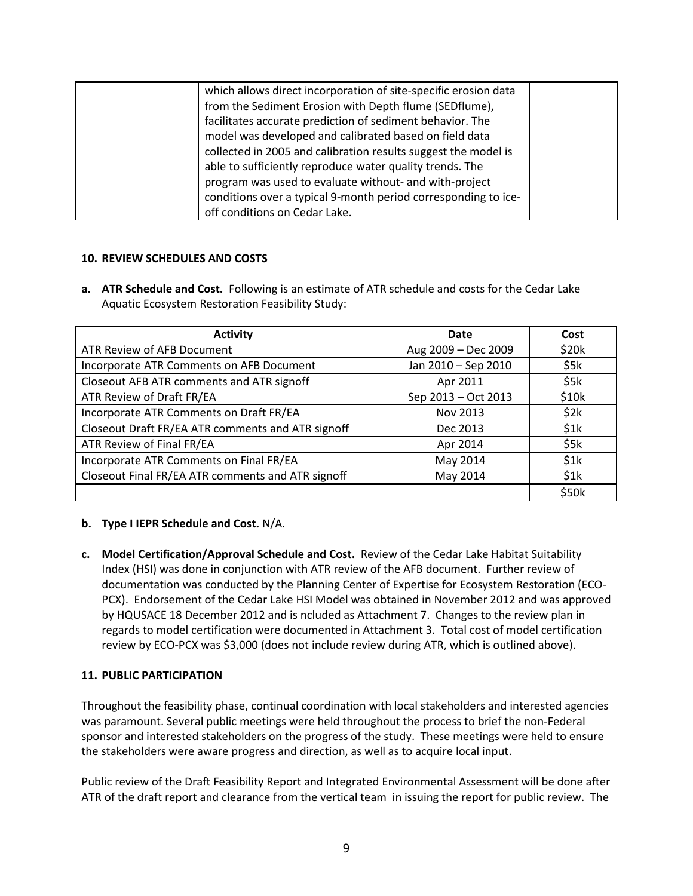| | which allows direct incorporation of site-specific erosion data from the Sediment Erosion with Depth flume (SEDflume), facilitates accurate prediction of sediment behavior. The model was developed and calibrated based on field data collected in 2005 and calibration results suggest the model is able to sufficiently reproduce water quality trends. The program was used to evaluate without- and with-project conditions over a typical 9-month period corresponding to ice-off conditions on Cedar Lake. | |
|---|---|---|

**10. REVIEW SCHEDULES AND COSTS**

**a. ATR Schedule and Cost.** Following is an estimate of ATR schedule and costs for the Cedar Lake Aquatic Ecosystem Restoration Feasibility Study:

| Activity | Date | Cost |
|---|---|---|
| ATR Review of AFB Document | Aug 2009 – Dec 2009 | $20k |
| Incorporate ATR Comments on AFB Document | Jan 2010 – Sep 2010 | $5k |
| Closeout AFB ATR comments and ATR signoff | Apr 2011 | $5k |
| ATR Review of Draft FR/EA | Sep 2013 – Oct 2013 | $10k |
| Incorporate ATR Comments on Draft FR/EA | Nov 2013 | $2k |
| Closeout Draft FR/EA ATR comments and ATR signoff | Dec 2013 | $1k |
| ATR Review of Final FR/EA | Apr 2014 | $5k |
| Incorporate ATR Comments on Final FR/EA | May 2014 | $1k |
| Closeout Final FR/EA ATR comments and ATR signoff | May 2014 | $1k |
| | | $50k |

**b. Type I IEPR Schedule and Cost.** N/A.

**c. Model Certification/Approval Schedule and Cost.** Review of the Cedar Lake Habitat Suitability Index (HSI) was done in conjunction with ATR review of the AFB document. Further review of documentation was conducted by the Planning Center of Expertise for Ecosystem Restoration (ECO-PCX). Endorsement of the Cedar Lake HSI Model was obtained in November 2012 and was approved by HQUSACE 18 December 2012 and is ncluded as Attachment 7. Changes to the review plan in regards to model certification were documented in Attachment 3. Total cost of model certification review by ECO-PCX was $3,000 (does not include review during ATR, which is outlined above).

**11. PUBLIC PARTICIPATION**

Throughout the feasibility phase, continual coordination with local stakeholders and interested agencies was paramount. Several public meetings were held throughout the process to brief the non-Federal sponsor and interested stakeholders on the progress of the study. These meetings were held to ensure the stakeholders were aware progress and direction, as well as to acquire local input.

Public review of the Draft Feasibility Report and Integrated Environmental Assessment will be done after ATR of the draft report and clearance from the vertical team in issuing the report for public review. The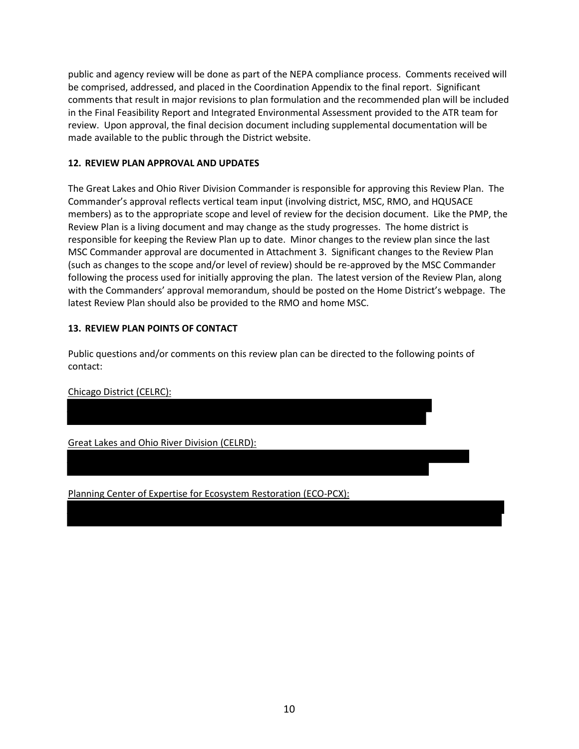public and agency review will be done as part of the NEPA compliance process. Comments received will be comprised, addressed, and placed in the Coordination Appendix to the final report. Significant comments that result in major revisions to plan formulation and the recommended plan will be included in the Final Feasibility Report and Integrated Environmental Assessment provided to the ATR team for review. Upon approval, the final decision document including supplemental documentation will be made available to the public through the District website.

## 12. REVIEW PLAN APPROVAL AND UPDATES

The Great Lakes and Ohio River Division Commander is responsible for approving this Review Plan. The Commander's approval reflects vertical team input (involving district, MSC, RMO, and HQUSACE members) as to the appropriate scope and level of review for the decision document. Like the PMP, the Review Plan is a living document and may change as the study progresses. The home district is responsible for keeping the Review Plan up to date. Minor changes to the review plan since the last MSC Commander approval are documented in Attachment 3. Significant changes to the Review Plan (such as changes to the scope and/or level of review) should be re-approved by the MSC Commander following the process used for initially approving the plan. The latest version of the Review Plan, along with the Commanders' approval memorandum, should be posted on the Home District's webpage. The latest Review Plan should also be provided to the RMO and home MSC.

## 13. REVIEW PLAN POINTS OF CONTACT

Public questions and/or comments on this review plan can be directed to the following points of contact:

<u>Chicago District (CELRC):</u>

<u>Great Lakes and Ohio River Division (CELRD):</u>

<u>Planning Center of Expertise for Ecosystem Restoration (ECO-PCX):</u>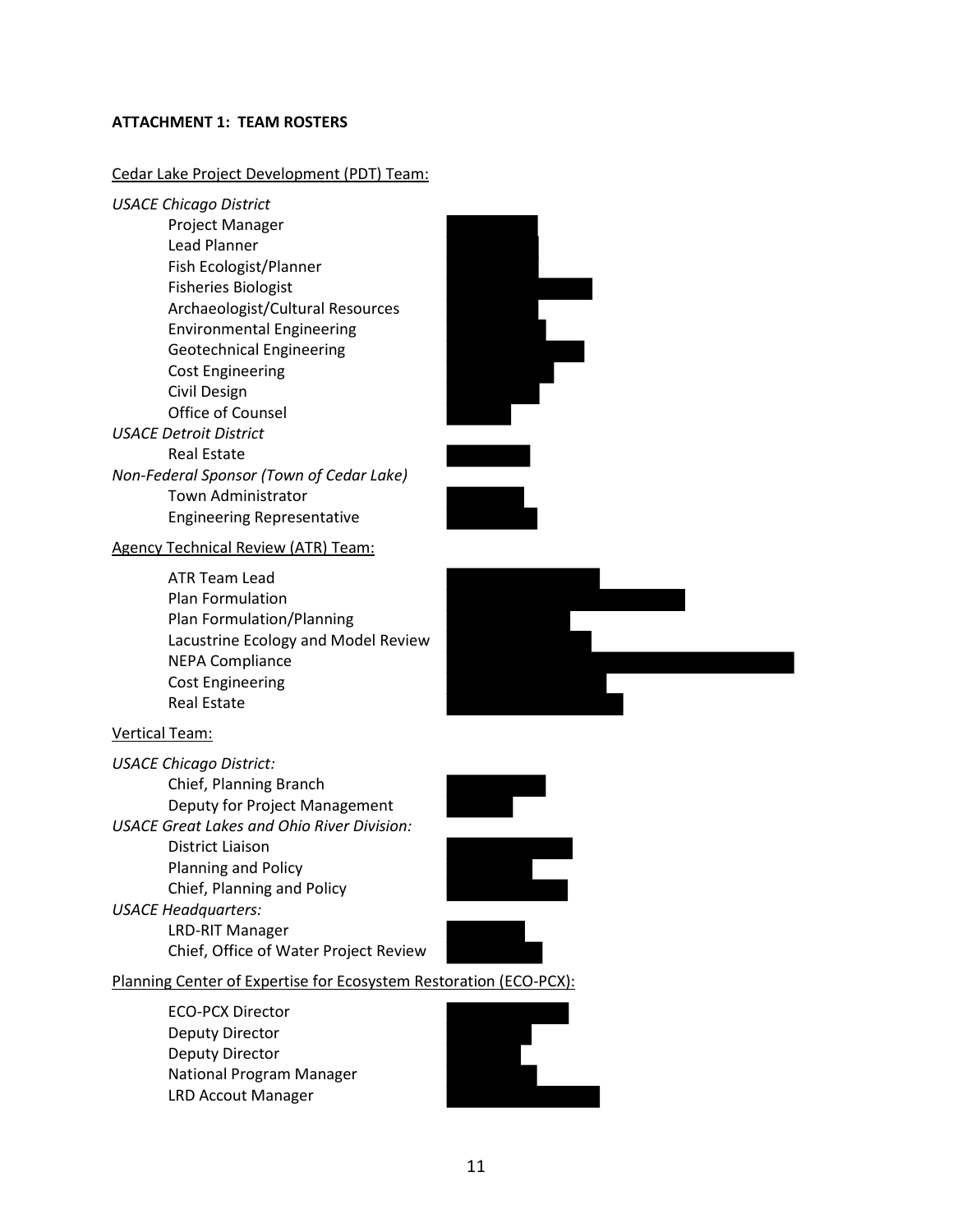**ATTACHMENT 1: TEAM ROSTERS**

<u>Cedar Lake Project Development (PDT) Team:</u>

*USACE Chicago District*

- Project Manager
- Lead Planner
- Fish Ecologist/Planner
- Fisheries Biologist
- Archaeologist/Cultural Resources
- Environmental Engineering
- Geotechnical Engineering
- Cost Engineering
- Civil Design
- Office of Counsel

*USACE Detroit District*

- Real Estate

*Non-Federal Sponsor (Town of Cedar Lake)*

- Town Administrator
- Engineering Representative

<u>Agency Technical Review (ATR) Team:</u>

- ATR Team Lead
- Plan Formulation
- Plan Formulation/Planning
- Lacustrine Ecology and Model Review
- NEPA Compliance
- Cost Engineering
- Real Estate

<u>Vertical Team:</u>

*USACE Chicago District:*

- Chief, Planning Branch
- Deputy for Project Management

*USACE Great Lakes and Ohio River Division:*

- District Liaison
- Planning and Policy
- Chief, Planning and Policy

*USACE Headquarters:*

- LRD-RIT Manager
- Chief, Office of Water Project Review

<u>Planning Center of Expertise for Ecosystem Restoration (ECO-PCX):</u>

- ECO-PCX Director
- Deputy Director
- Deputy Director
- National Program Manager
- LRD Accout Manager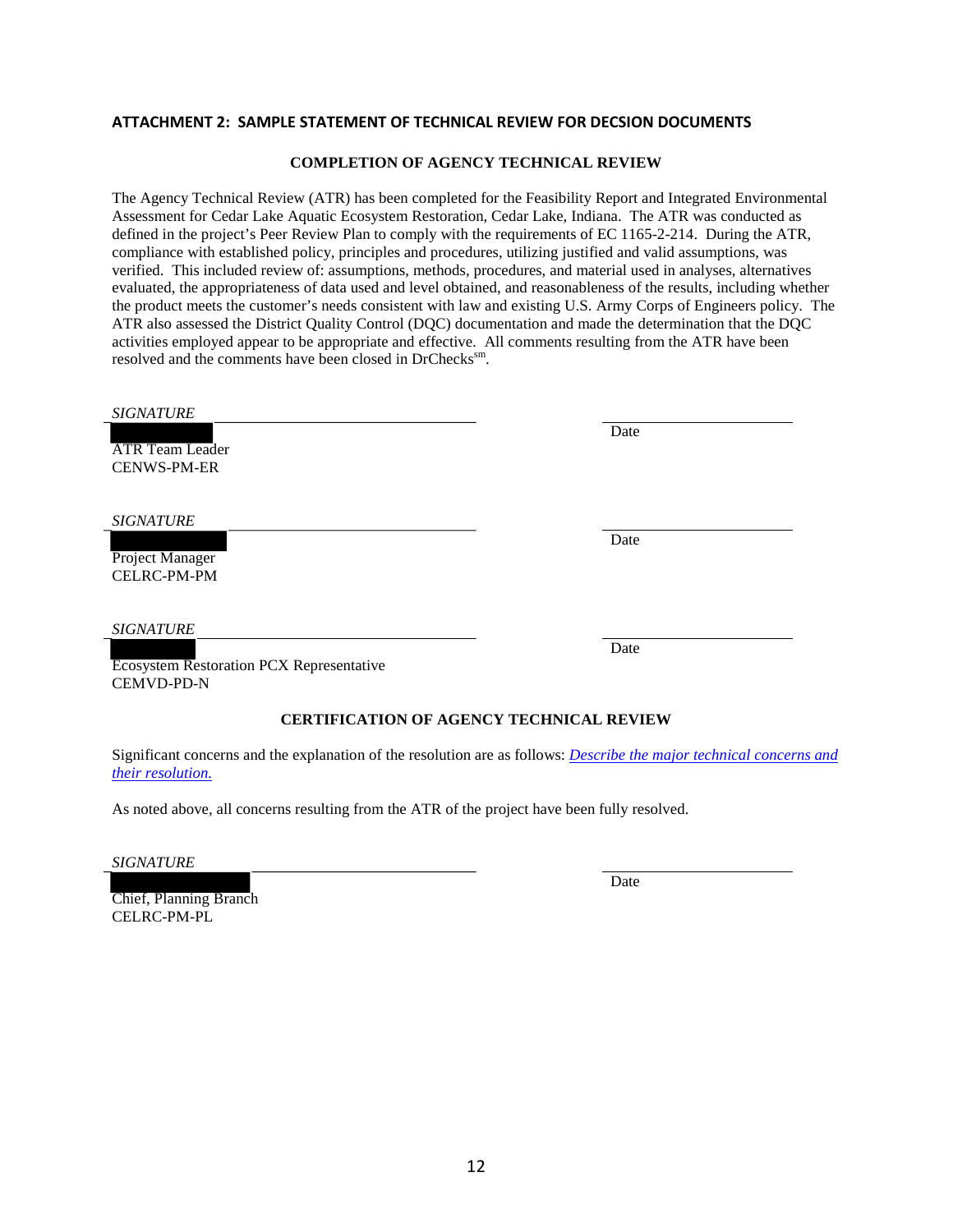## ATTACHMENT 2: SAMPLE STATEMENT OF TECHNICAL REVIEW FOR DECSION DOCUMENTS

### COMPLETION OF AGENCY TECHNICAL REVIEW

The Agency Technical Review (ATR) has been completed for the Feasibility Report and Integrated Environmental Assessment for Cedar Lake Aquatic Ecosystem Restoration, Cedar Lake, Indiana. The ATR was conducted as defined in the project's Peer Review Plan to comply with the requirements of EC 1165-2-214. During the ATR, compliance with established policy, principles and procedures, utilizing justified and valid assumptions, was verified. This included review of: assumptions, methods, procedures, and material used in analyses, alternatives evaluated, the appropriateness of data used and level obtained, and reasonableness of the results, including whether the product meets the customer's needs consistent with law and existing U.S. Army Corps of Engineers policy. The ATR also assessed the District Quality Control (DQC) documentation and made the determination that the DQC activities employed appear to be appropriate and effective. All comments resulting from the ATR have been resolved and the comments have been closed in DrChecks[sm].

*SIGNATURE* ______________________________ ______________________
[REDACTED] Date
ATR Team Leader
CENWS-PM-ER

*SIGNATURE* ______________________________ ______________________
[REDACTED] Date
Project Manager
CELRC-PM-PM

*SIGNATURE* ______________________________ ______________________
[REDACTED] Date
Ecosystem Restoration PCX Representative
CEMVD-PD-N

### CERTIFICATION OF AGENCY TECHNICAL REVIEW

Significant concerns and the explanation of the resolution are as follows: *Describe the major technical concerns and their resolution.*

As noted above, all concerns resulting from the ATR of the project have been fully resolved.

*SIGNATURE* ______________________________ ______________________
[REDACTED] Date
Chief, Planning Branch
CELRC-PM-PL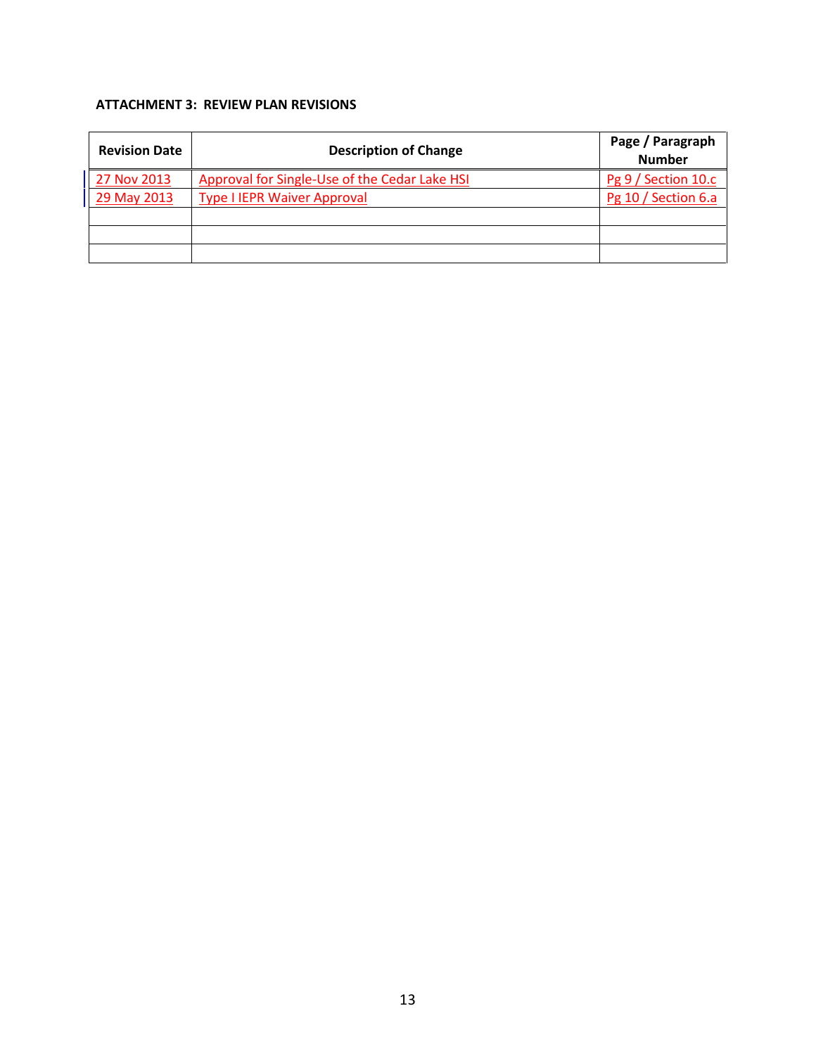**ATTACHMENT 3: REVIEW PLAN REVISIONS**

| Revision Date | Description of Change | Page / Paragraph Number |
|---|---|---|
| 27 Nov 2013 | Approval for Single-Use of the Cedar Lake HSI | Pg 9 / Section 10.c |
| 29 May 2013 | Type I IEPR Waiver Approval | Pg 10 / Section 6.a |
| | | |
| | | |
| | | |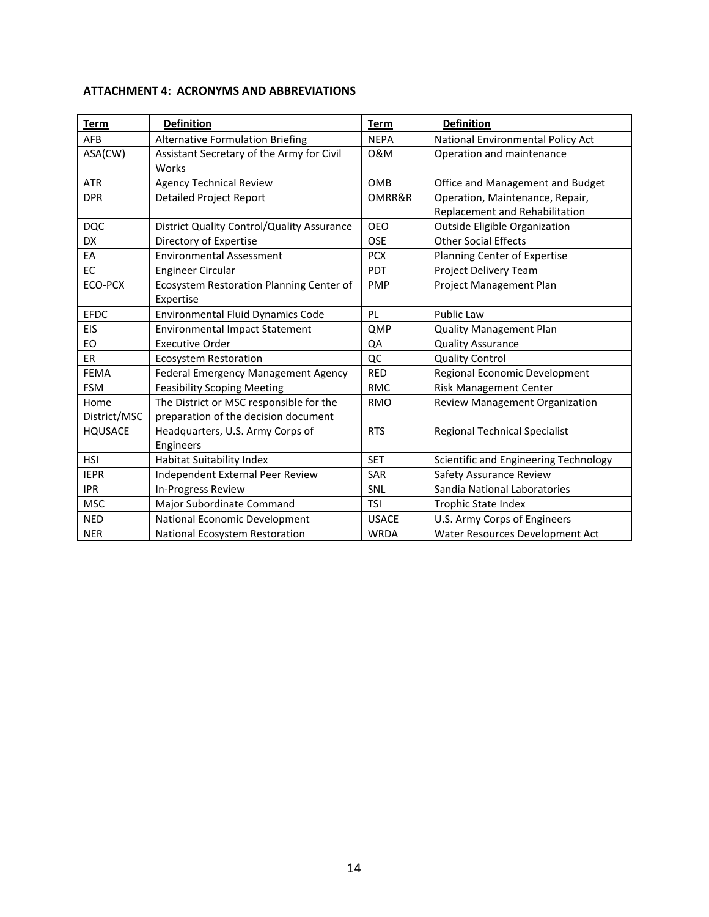**ATTACHMENT 4: ACRONYMS AND ABBREVIATIONS**

| Term | Definition | Term | Definition |
|---|---|---|---|
| AFB | Alternative Formulation Briefing | NEPA | National Environmental Policy Act |
| ASA(CW) | Assistant Secretary of the Army for Civil Works | O&M | Operation and maintenance |
| ATR | Agency Technical Review | OMB | Office and Management and Budget |
| DPR | Detailed Project Report | OMRR&R | Operation, Maintenance, Repair, Replacement and Rehabilitation |
| DQC | District Quality Control/Quality Assurance | OEO | Outside Eligible Organization |
| DX | Directory of Expertise | OSE | Other Social Effects |
| EA | Environmental Assessment | PCX | Planning Center of Expertise |
| EC | Engineer Circular | PDT | Project Delivery Team |
| ECO-PCX | Ecosystem Restoration Planning Center of Expertise | PMP | Project Management Plan |
| EFDC | Environmental Fluid Dynamics Code | PL | Public Law |
| EIS | Environmental Impact Statement | QMP | Quality Management Plan |
| EO | Executive Order | QA | Quality Assurance |
| ER | Ecosystem Restoration | QC | Quality Control |
| FEMA | Federal Emergency Management Agency | RED | Regional Economic Development |
| FSM | Feasibility Scoping Meeting | RMC | Risk Management Center |
| Home District/MSC | The District or MSC responsible for the preparation of the decision document | RMO | Review Management Organization |
| HQUSACE | Headquarters, U.S. Army Corps of Engineers | RTS | Regional Technical Specialist |
| HSI | Habitat Suitability Index | SET | Scientific and Engineering Technology |
| IEPR | Independent External Peer Review | SAR | Safety Assurance Review |
| IPR | In-Progress Review | SNL | Sandia National Laboratories |
| MSC | Major Subordinate Command | TSI | Trophic State Index |
| NED | National Economic Development | USACE | U.S. Army Corps of Engineers |
| NER | National Ecosystem Restoration | WRDA | Water Resources Development Act |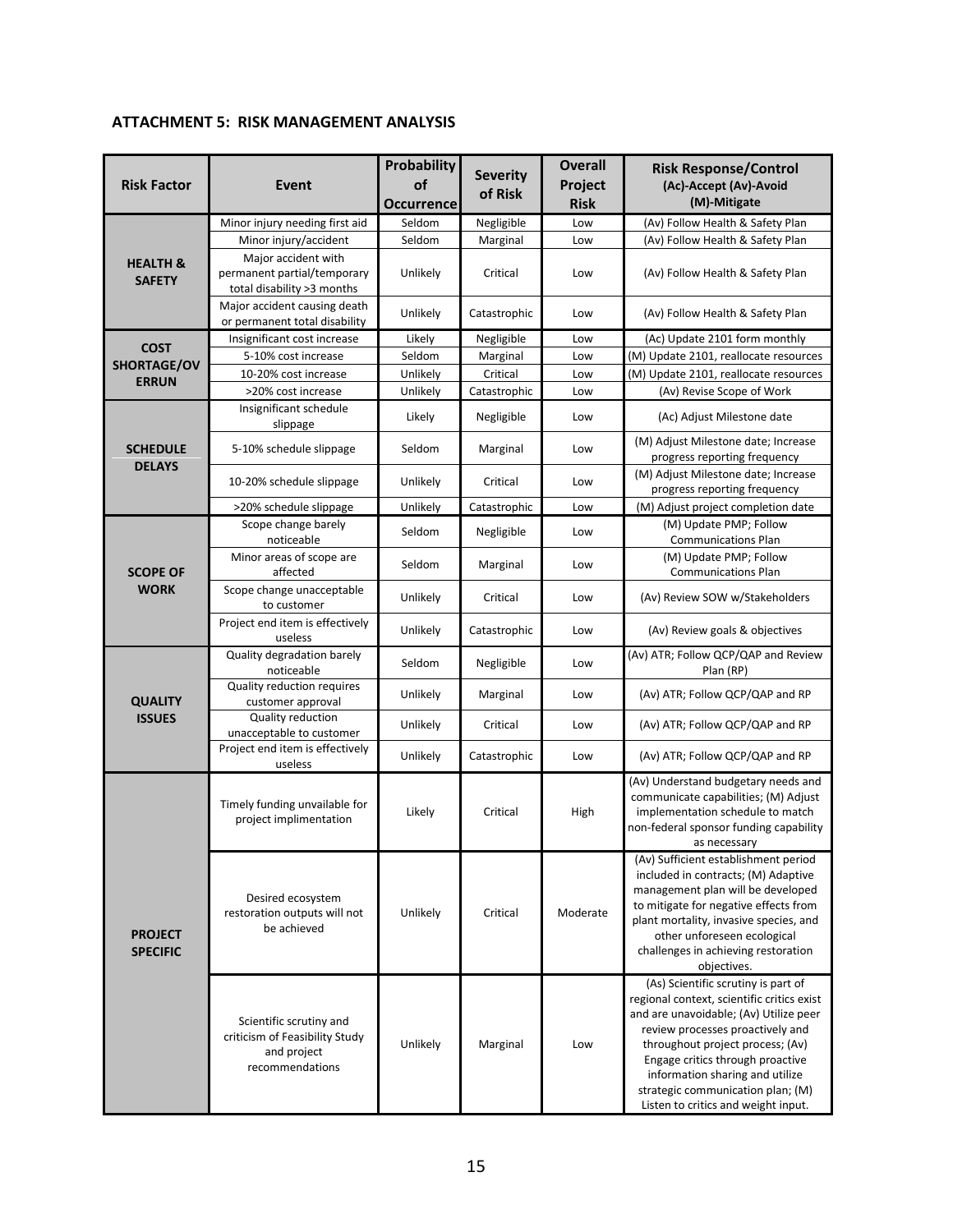### ATTACHMENT 5: RISK MANAGEMENT ANALYSIS

| Risk Factor | Event | Probability of Occurrence | Severity of Risk | Overall Project Risk | Risk Response/Control (Ac)-Accept (Av)-Avoid (M)-Mitigate |
|---|---|---|---|---|---|
| HEALTH & SAFETY | Minor injury needing first aid | Seldom | Negligible | Low | (Av) Follow Health & Safety Plan |
| | Minor injury/accident | Seldom | Marginal | Low | (Av) Follow Health & Safety Plan |
| | Major accident with permanent partial/temporary total disability >3 months | Unlikely | Critical | Low | (Av) Follow Health & Safety Plan |
| | Major accident causing death or permanent total disability | Unlikely | Catastrophic | Low | (Av) Follow Health & Safety Plan |
| COST SHORTAGE/OVERRUN | Insignificant cost increase | Likely | Negligible | Low | (Ac) Update 2101 form monthly |
| | 5-10% cost increase | Seldom | Marginal | Low | (M) Update 2101, reallocate resources |
| | 10-20% cost increase | Unlikely | Critical | Low | (M) Update 2101, reallocate resources |
| | >20% cost increase | Unlikely | Catastrophic | Low | (Av) Revise Scope of Work |
| SCHEDULE DELAYS | Insignificant schedule slippage | Likely | Negligible | Low | (Ac) Adjust Milestone date |
| | 5-10% schedule slippage | Seldom | Marginal | Low | (M) Adjust Milestone date; Increase progress reporting frequency |
| | 10-20% schedule slippage | Unlikely | Critical | Low | (M) Adjust Milestone date; Increase progress reporting frequency |
| | >20% schedule slippage | Unlikely | Catastrophic | Low | (M) Adjust project completion date |
| SCOPE OF WORK | Scope change barely noticeable | Seldom | Negligible | Low | (M) Update PMP; Follow Communications Plan |
| | Minor areas of scope are affected | Seldom | Marginal | Low | (M) Update PMP; Follow Communications Plan |
| | Scope change unacceptable to customer | Unlikely | Critical | Low | (Av) Review SOW w/Stakeholders |
| | Project end item is effectively useless | Unlikely | Catastrophic | Low | (Av) Review goals & objectives |
| QUALITY ISSUES | Quality degradation barely noticeable | Seldom | Negligible | Low | (Av) ATR; Follow QCP/QAP and Review Plan (RP) |
| | Quality reduction requires customer approval | Unlikely | Marginal | Low | (Av) ATR; Follow QCP/QAP and RP |
| | Quality reduction unacceptable to customer | Unlikely | Critical | Low | (Av) ATR; Follow QCP/QAP and RP |
| | Project end item is effectively useless | Unlikely | Catastrophic | Low | (Av) ATR; Follow QCP/QAP and RP |
| PROJECT SPECIFIC | Timely funding unavailable for project implimentation | Likely | Critical | High | (Av) Understand budgetary needs and communicate capabilities; (M) Adjust implementation schedule to match non-federal sponsor funding capability as necessary |
| | Desired ecosystem restoration outputs will not be achieved | Unlikely | Critical | Moderate | (Av) Sufficient establishment period included in contracts; (M) Adaptive management plan will be developed to mitigate for negative effects from plant mortality, invasive species, and other unforeseen ecological challenges in achieving restoration objectives. |
| | Scientific scrutiny and criticism of Feasibility Study and project recommendations | Unlikely | Marginal | Low | (As) Scientific scrutiny is part of regional context, scientific critics exist and are unavoidable; (Av) Utilize peer review processes proactively and throughout project process; (Av) Engage critics through proactive information sharing and utilize strategic communication plan; (M) Listen to critics and weight input. |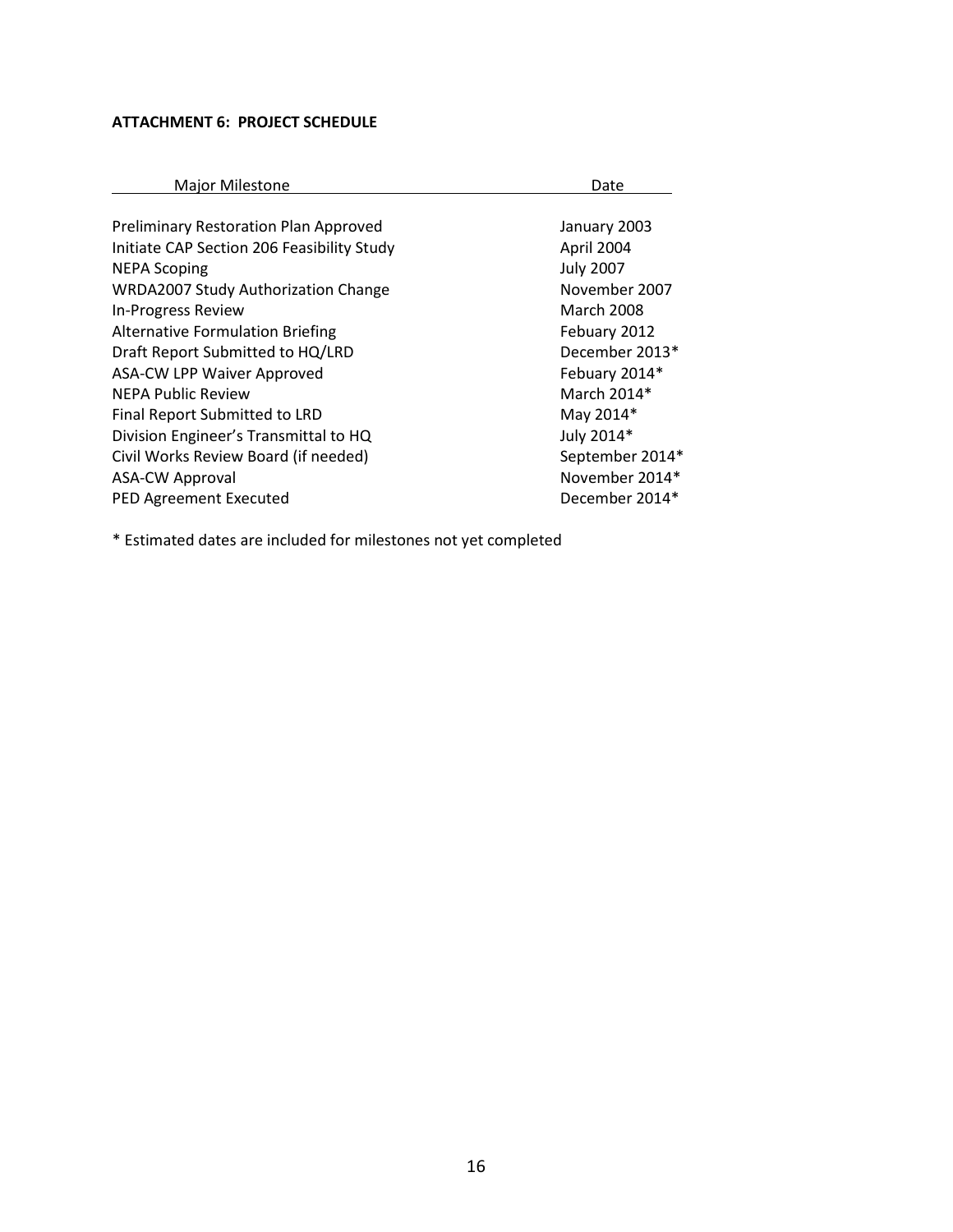**ATTACHMENT 6: PROJECT SCHEDULE**

| Major Milestone | Date |
| --- | --- |
| Preliminary Restoration Plan Approved | January 2003 |
| Initiate CAP Section 206 Feasibility Study | April 2004 |
| NEPA Scoping | July 2007 |
| WRDA2007 Study Authorization Change | November 2007 |
| In-Progress Review | March 2008 |
| Alternative Formulation Briefing | Febuary 2012 |
| Draft Report Submitted to HQ/LRD | December 2013* |
| ASA-CW LPP Waiver Approved | Febuary 2014* |
| NEPA Public Review | March 2014* |
| Final Report Submitted to LRD | May 2014* |
| Division Engineer's Transmittal to HQ | July 2014* |
| Civil Works Review Board (if needed) | September 2014* |
| ASA-CW Approval | November 2014* |
| PED Agreement Executed | December 2014* |

* Estimated dates are included for milestones not yet completed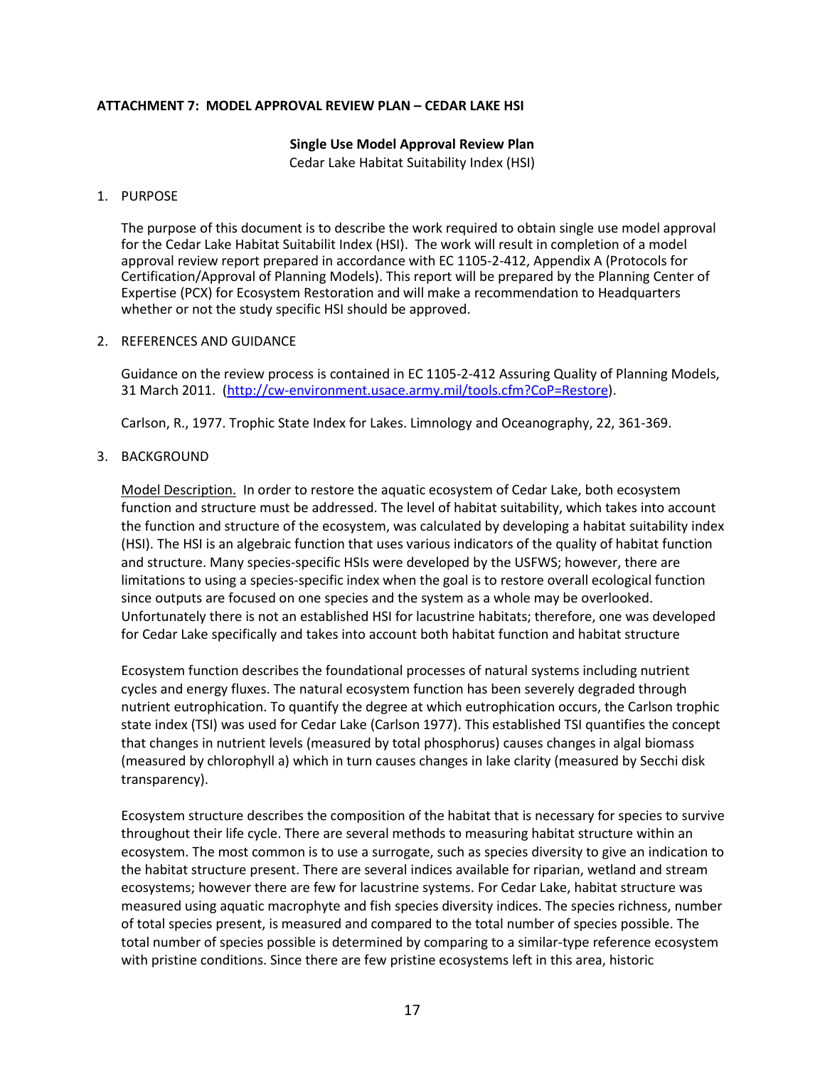**ATTACHMENT 7: MODEL APPROVAL REVIEW PLAN – CEDAR LAKE HSI**

**Single Use Model Approval Review Plan**

Cedar Lake Habitat Suitability Index (HSI)

1. PURPOSE

   The purpose of this document is to describe the work required to obtain single use model approval for the Cedar Lake Habitat Suitabilit Index (HSI). The work will result in completion of a model approval review report prepared in accordance with EC 1105-2-412, Appendix A (Protocols for Certification/Approval of Planning Models). This report will be prepared by the Planning Center of Expertise (PCX) for Ecosystem Restoration and will make a recommendation to Headquarters whether or not the study specific HSI should be approved.

2. REFERENCES AND GUIDANCE

   Guidance on the review process is contained in EC 1105-2-412 Assuring Quality of Planning Models, 31 March 2011. (http://cw-environment.usace.army.mil/tools.cfm?CoP=Restore).

   Carlson, R., 1977. Trophic State Index for Lakes. Limnology and Oceanography, 22, 361-369.

3. BACKGROUND

   Model Description. In order to restore the aquatic ecosystem of Cedar Lake, both ecosystem function and structure must be addressed. The level of habitat suitability, which takes into account the function and structure of the ecosystem, was calculated by developing a habitat suitability index (HSI). The HSI is an algebraic function that uses various indicators of the quality of habitat function and structure. Many species-specific HSIs were developed by the USFWS; however, there are limitations to using a species-specific index when the goal is to restore overall ecological function since outputs are focused on one species and the system as a whole may be overlooked. Unfortunately there is not an established HSI for lacustrine habitats; therefore, one was developed for Cedar Lake specifically and takes into account both habitat function and habitat structure

   Ecosystem function describes the foundational processes of natural systems including nutrient cycles and energy fluxes. The natural ecosystem function has been severely degraded through nutrient eutrophication. To quantify the degree at which eutrophication occurs, the Carlson trophic state index (TSI) was used for Cedar Lake (Carlson 1977). This established TSI quantifies the concept that changes in nutrient levels (measured by total phosphorus) causes changes in algal biomass (measured by chlorophyll a) which in turn causes changes in lake clarity (measured by Secchi disk transparency).

   Ecosystem structure describes the composition of the habitat that is necessary for species to survive throughout their life cycle. There are several methods to measuring habitat structure within an ecosystem. The most common is to use a surrogate, such as species diversity to give an indication to the habitat structure present. There are several indices available for riparian, wetland and stream ecosystems; however there are few for lacustrine systems. For Cedar Lake, habitat structure was measured using aquatic macrophyte and fish species diversity indices. The species richness, number of total species present, is measured and compared to the total number of species possible. The total number of species possible is determined by comparing to a similar-type reference ecosystem with pristine conditions. Since there are few pristine ecosystems left in this area, historic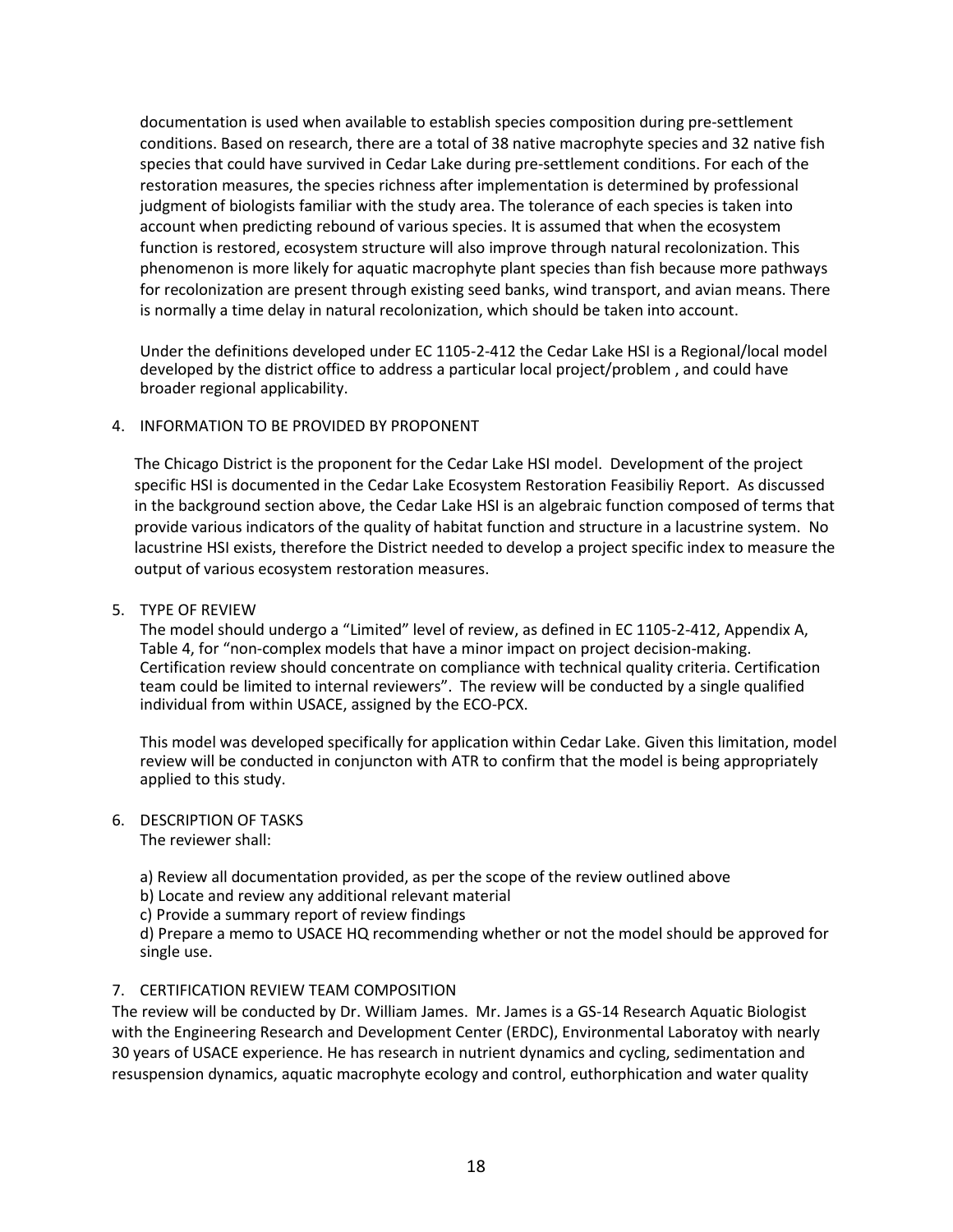documentation is used when available to establish species composition during pre-settlement conditions. Based on research, there are a total of 38 native macrophyte species and 32 native fish species that could have survived in Cedar Lake during pre-settlement conditions. For each of the restoration measures, the species richness after implementation is determined by professional judgment of biologists familiar with the study area. The tolerance of each species is taken into account when predicting rebound of various species. It is assumed that when the ecosystem function is restored, ecosystem structure will also improve through natural recolonization. This phenomenon is more likely for aquatic macrophyte plant species than fish because more pathways for recolonization are present through existing seed banks, wind transport, and avian means. There is normally a time delay in natural recolonization, which should be taken into account.

Under the definitions developed under EC 1105-2-412 the Cedar Lake HSI is a Regional/local model developed by the district office to address a particular local project/problem , and could have broader regional applicability.

4. INFORMATION TO BE PROVIDED BY PROPONENT

The Chicago District is the proponent for the Cedar Lake HSI model. Development of the project specific HSI is documented in the Cedar Lake Ecosystem Restoration Feasibiliy Report. As discussed in the background section above, the Cedar Lake HSI is an algebraic function composed of terms that provide various indicators of the quality of habitat function and structure in a lacustrine system. No lacustrine HSI exists, therefore the District needed to develop a project specific index to measure the output of various ecosystem restoration measures.

5. TYPE OF REVIEW

The model should undergo a "Limited" level of review, as defined in EC 1105-2-412, Appendix A, Table 4, for "non-complex models that have a minor impact on project decision-making. Certification review should concentrate on compliance with technical quality criteria. Certification team could be limited to internal reviewers". The review will be conducted by a single qualified individual from within USACE, assigned by the ECO-PCX.

This model was developed specifically for application within Cedar Lake. Given this limitation, model review will be conducted in conjuncton with ATR to confirm that the model is being appropriately applied to this study.

6. DESCRIPTION OF TASKS

The reviewer shall:

a) Review all documentation provided, as per the scope of the review outlined above
b) Locate and review any additional relevant material
c) Provide a summary report of review findings
d) Prepare a memo to USACE HQ recommending whether or not the model should be approved for single use.

7. CERTIFICATION REVIEW TEAM COMPOSITION

The review will be conducted by Dr. William James. Mr. James is a GS-14 Research Aquatic Biologist with the Engineering Research and Development Center (ERDC), Environmental Laboratoy with nearly 30 years of USACE experience. He has research in nutrient dynamics and cycling, sedimentation and resuspension dynamics, aquatic macrophyte ecology and control, euthorphication and water quality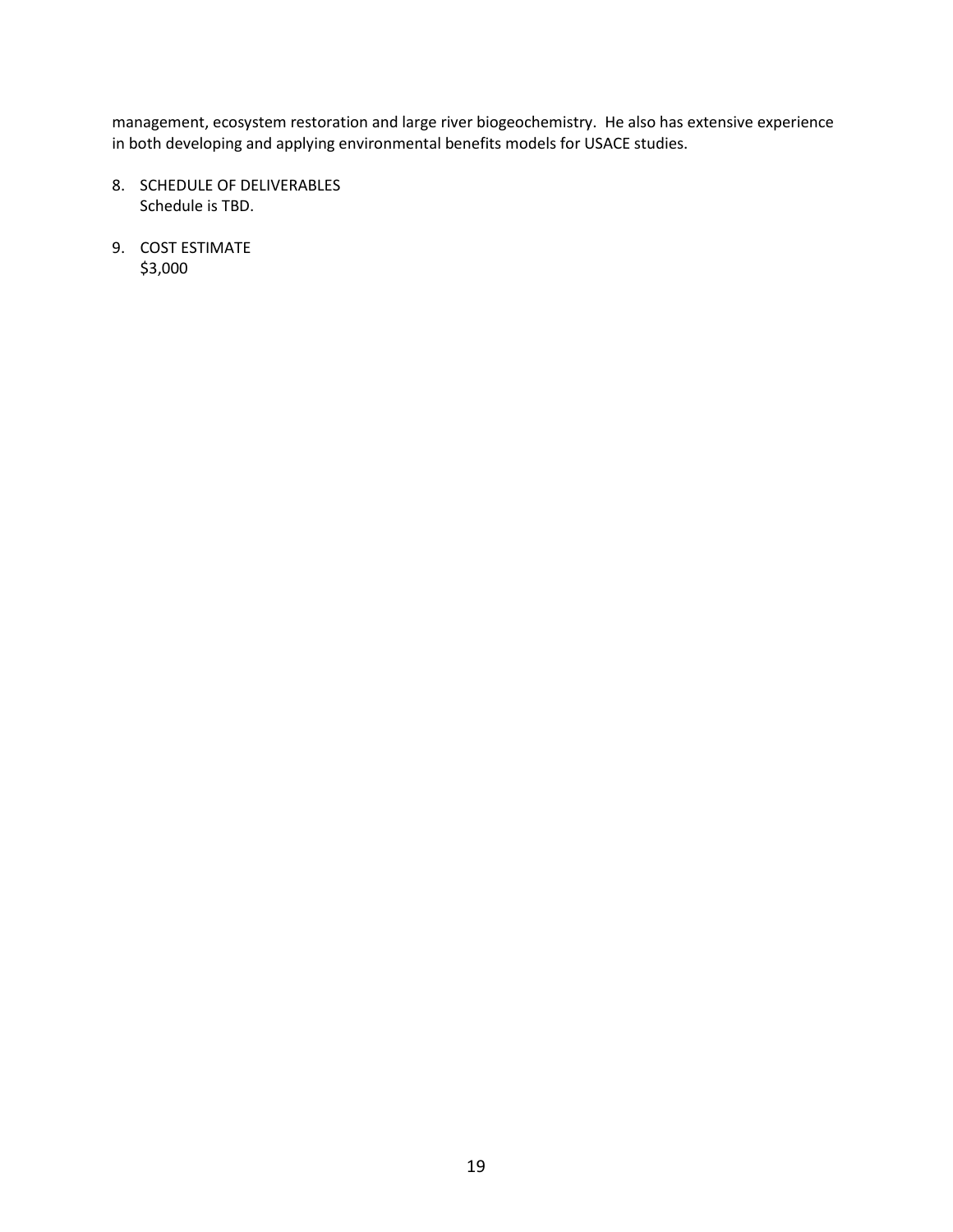management, ecosystem restoration and large river biogeochemistry. He also has extensive experience in both developing and applying environmental benefits models for USACE studies.

8. SCHEDULE OF DELIVERABLES
   Schedule is TBD.

9. COST ESTIMATE
   $3,000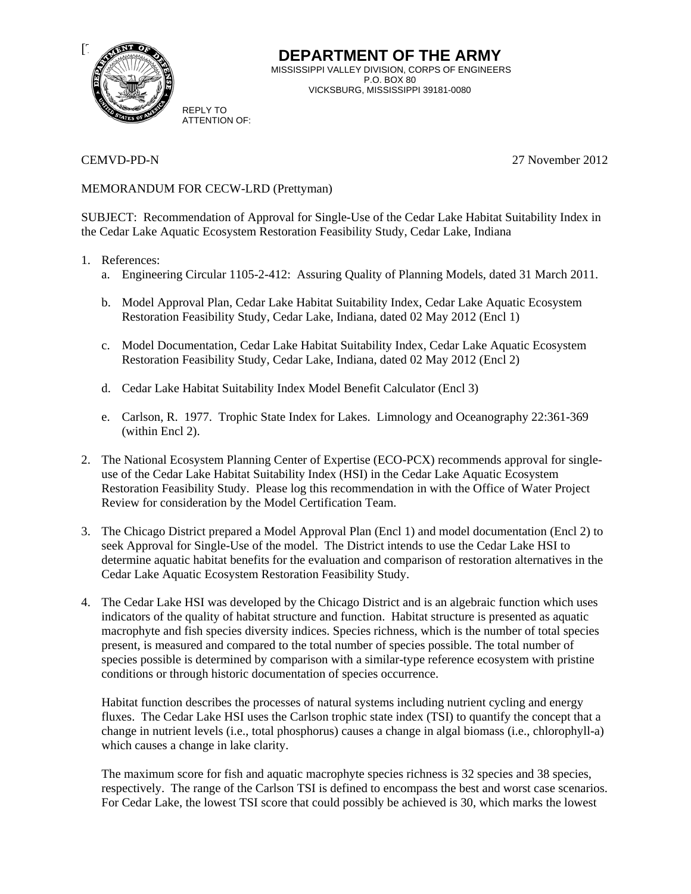# DEPARTMENT OF THE ARMY

MISSISSIPPI VALLEY DIVISION, CORPS OF ENGINEERS
P.O. BOX 80
VICKSBURG, MISSISSIPPI 39181-0080

REPLY TO
ATTENTION OF:

CEMVD-PD-N 27 November 2012

MEMORANDUM FOR CECW-LRD (Prettyman)

SUBJECT: Recommendation of Approval for Single-Use of the Cedar Lake Habitat Suitability Index in the Cedar Lake Aquatic Ecosystem Restoration Feasibility Study, Cedar Lake, Indiana

1. References:
   a. Engineering Circular 1105-2-412: Assuring Quality of Planning Models, dated 31 March 2011.

   b. Model Approval Plan, Cedar Lake Habitat Suitability Index, Cedar Lake Aquatic Ecosystem Restoration Feasibility Study, Cedar Lake, Indiana, dated 02 May 2012 (Encl 1)

   c. Model Documentation, Cedar Lake Habitat Suitability Index, Cedar Lake Aquatic Ecosystem Restoration Feasibility Study, Cedar Lake, Indiana, dated 02 May 2012 (Encl 2)

   d. Cedar Lake Habitat Suitability Index Model Benefit Calculator (Encl 3)

   e. Carlson, R. 1977. Trophic State Index for Lakes. Limnology and Oceanography 22:361-369 (within Encl 2).

2. The National Ecosystem Planning Center of Expertise (ECO-PCX) recommends approval for single-use of the Cedar Lake Habitat Suitability Index (HSI) in the Cedar Lake Aquatic Ecosystem Restoration Feasibility Study. Please log this recommendation in with the Office of Water Project Review for consideration by the Model Certification Team.

3. The Chicago District prepared a Model Approval Plan (Encl 1) and model documentation (Encl 2) to seek Approval for Single-Use of the model. The District intends to use the Cedar Lake HSI to determine aquatic habitat benefits for the evaluation and comparison of restoration alternatives in the Cedar Lake Aquatic Ecosystem Restoration Feasibility Study.

4. The Cedar Lake HSI was developed by the Chicago District and is an algebraic function which uses indicators of the quality of habitat structure and function. Habitat structure is presented as aquatic macrophyte and fish species diversity indices. Species richness, which is the number of total species present, is measured and compared to the total number of species possible. The total number of species possible is determined by comparison with a similar-type reference ecosystem with pristine conditions or through historic documentation of species occurrence.

   Habitat function describes the processes of natural systems including nutrient cycling and energy fluxes. The Cedar Lake HSI uses the Carlson trophic state index (TSI) to quantify the concept that a change in nutrient levels (i.e., total phosphorus) causes a change in algal biomass (i.e., chlorophyll-a) which causes a change in lake clarity.

   The maximum score for fish and aquatic macrophyte species richness is 32 species and 38 species, respectively. The range of the Carlson TSI is defined to encompass the best and worst case scenarios. For Cedar Lake, the lowest TSI score that could possibly be achieved is 30, which marks the lowest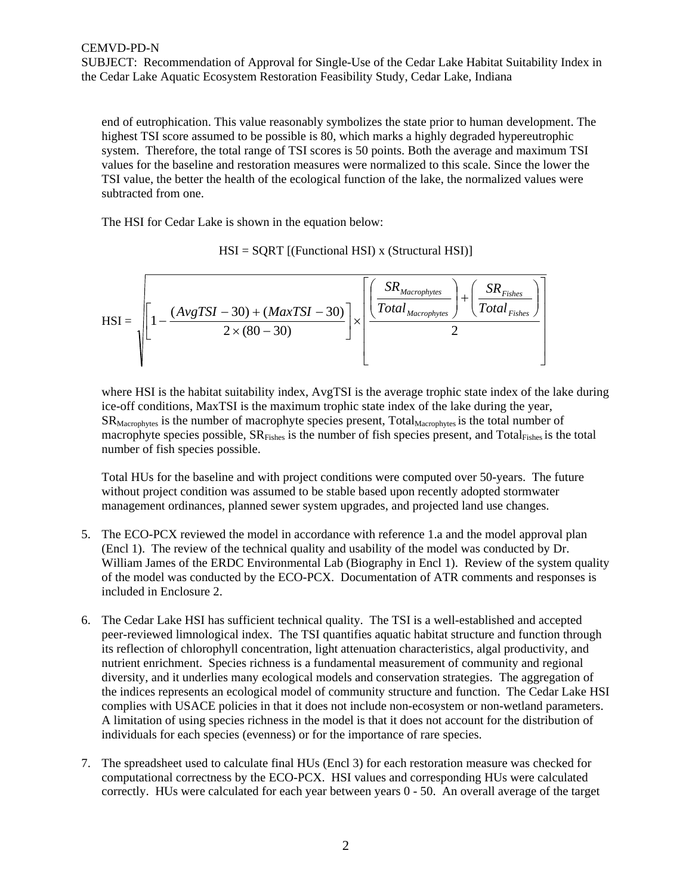end of eutrophication. This value reasonably symbolizes the state prior to human development. The highest TSI score assumed to be possible is 80, which marks a highly degraded hypereutrophic system. Therefore, the total range of TSI scores is 50 points. Both the average and maximum TSI values for the baseline and restoration measures were normalized to this scale. Since the lower the TSI value, the better the health of the ecological function of the lake, the normalized values were subtracted from one.

The HSI for Cedar Lake is shown in the equation below:

HSI = SQRT [(Functional HSI) x (Structural HSI)]

$$\text{HSI} = \sqrt{\left[1 - \frac{(AvgTSI - 30) + (MaxTSI - 30)}{2 \times (80 - 30)}\right] \times \left[\frac{\left(\dfrac{SR_{Macrophytes}}{Total_{Macrophytes}}\right) + \left(\dfrac{SR_{Fishes}}{Total_{Fishes}}\right)}{2}\right]}$$

where HSI is the habitat suitability index, AvgTSI is the average trophic state index of the lake during ice-off conditions, MaxTSI is the maximum trophic state index of the lake during the year, $SR_{Macrophytes}$ is the number of macrophyte species present, $Total_{Macrophytes}$ is the total number of macrophyte species possible, $SR_{Fishes}$ is the number of fish species present, and $Total_{Fishes}$ is the total number of fish species possible.

Total HUs for the baseline and with project conditions were computed over 50-years. The future without project condition was assumed to be stable based upon recently adopted stormwater management ordinances, planned sewer system upgrades, and projected land use changes.

5. The ECO-PCX reviewed the model in accordance with reference 1.a and the model approval plan (Encl 1). The review of the technical quality and usability of the model was conducted by Dr. William James of the ERDC Environmental Lab (Biography in Encl 1). Review of the system quality of the model was conducted by the ECO-PCX. Documentation of ATR comments and responses is included in Enclosure 2.

6. The Cedar Lake HSI has sufficient technical quality. The TSI is a well-established and accepted peer-reviewed limnological index. The TSI quantifies aquatic habitat structure and function through its reflection of chlorophyll concentration, light attenuation characteristics, algal productivity, and nutrient enrichment. Species richness is a fundamental measurement of community and regional diversity, and it underlies many ecological models and conservation strategies. The aggregation of the indices represents an ecological model of community structure and function. The Cedar Lake HSI complies with USACE policies in that it does not include non-ecosystem or non-wetland parameters. A limitation of using species richness in the model is that it does not account for the distribution of individuals for each species (evenness) or for the importance of rare species.

7. The spreadsheet used to calculate final HUs (Encl 3) for each restoration measure was checked for computational correctness by the ECO-PCX. HSI values and corresponding HUs were calculated correctly. HUs were calculated for each year between years 0 - 50. An overall average of the target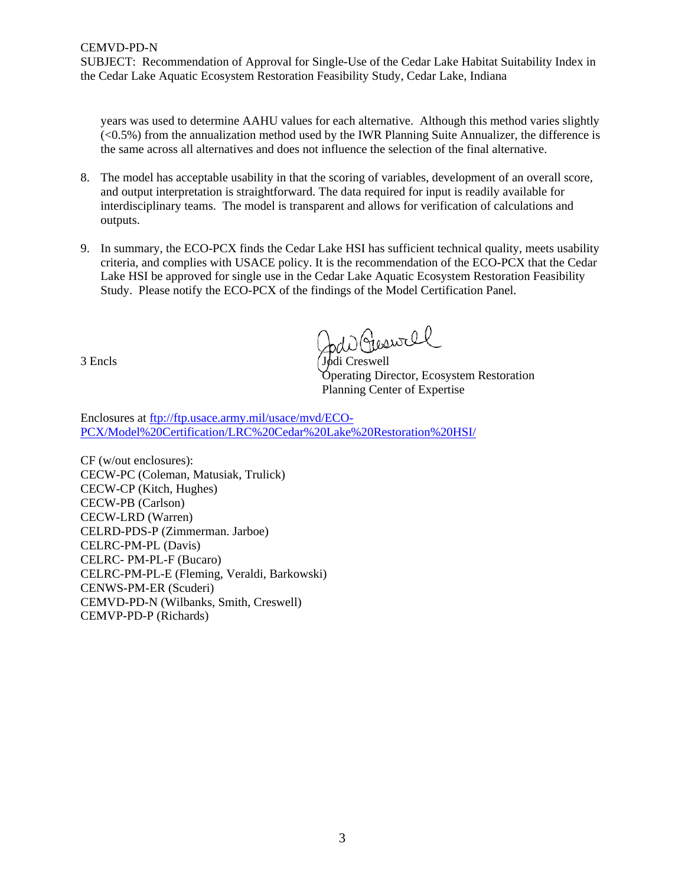years was used to determine AAHU values for each alternative. Although this method varies slightly (<0.5%) from the annualization method used by the IWR Planning Suite Annualizer, the difference is the same across all alternatives and does not influence the selection of the final alternative.

8. The model has acceptable usability in that the scoring of variables, development of an overall score, and output interpretation is straightforward. The data required for input is readily available for interdisciplinary teams. The model is transparent and allows for verification of calculations and outputs.

9. In summary, the ECO-PCX finds the Cedar Lake HSI has sufficient technical quality, meets usability criteria, and complies with USACE policy. It is the recommendation of the ECO-PCX that the Cedar Lake HSI be approved for single use in the Cedar Lake Aquatic Ecosystem Restoration Feasibility Study. Please notify the ECO-PCX of the findings of the Model Certification Panel.

3 Encls

Jodi Creswell
Operating Director, Ecosystem Restoration
Planning Center of Expertise

Enclosures at ftp://ftp.usace.army.mil/usace/mvd/ECO-PCX/Model%20Certification/LRC%20Cedar%20Lake%20Restoration%20HSI/

CF (w/out enclosures):
CECW-PC (Coleman, Matusiak, Trulick)
CECW-CP (Kitch, Hughes)
CECW-PB (Carlson)
CECW-LRD (Warren)
CELRD-PDS-P (Zimmerman. Jarboe)
CELRC-PM-PL (Davis)
CELRC- PM-PL-F (Bucaro)
CELRC-PM-PL-E (Fleming, Veraldi, Barkowski)
CENWS-PM-ER (Scuderi)
CEMVD-PD-N (Wilbanks, Smith, Creswell)
CEMVP-PD-P (Richards)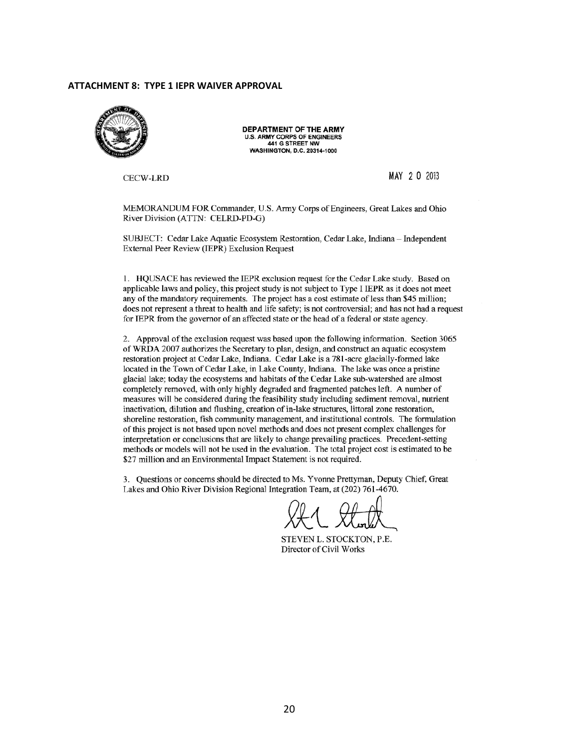## ATTACHMENT 8: TYPE 1 IEPR WAIVER APPROVAL

**DEPARTMENT OF THE ARMY**
**U.S. ARMY CORPS OF ENGINEERS**
**441 G STREET NW**
**WASHINGTON, D.C. 20314-1000**

CECW-LRD

MAY 20 2013

MEMORANDUM FOR Commander, U.S. Army Corps of Engineers, Great Lakes and Ohio River Division (ATTN: CELRD-PD-G)

SUBJECT: Cedar Lake Aquatic Ecosystem Restoration, Cedar Lake, Indiana – Independent External Peer Review (IEPR) Exclusion Request

1. HQUSACE has reviewed the IEPR exclusion request for the Cedar Lake study. Based on applicable laws and policy, this project study is not subject to Type I IEPR as it does not meet any of the mandatory requirements. The project has a cost estimate of less than $45 million; does not represent a threat to health and life safety; is not controversial; and has not had a request for IEPR from the governor of an affected state or the head of a federal or state agency.

2. Approval of the exclusion request was based upon the following information. Section 3065 of WRDA 2007 authorizes the Secretary to plan, design, and construct an aquatic ecosystem restoration project at Cedar Lake, Indiana. Cedar Lake is a 781-acre glacially-formed lake located in the Town of Cedar Lake, in Lake County, Indiana. The lake was once a pristine glacial lake; today the ecosystems and habitats of the Cedar Lake sub-watershed are almost completely removed, with only highly degraded and fragmented patches left. A number of measures will be considered during the feasibility study including sediment removal, nutrient inactivation, dilution and flushing, creation of in-lake structures, littoral zone restoration, shoreline restoration, fish community management, and institutional controls. The formulation of this project is not based upon novel methods and does not present complex challenges for interpretation or conclusions that are likely to change prevailing practices. Precedent-setting methods or models will not be used in the evaluation. The total project cost is estimated to be $27 million and an Environmental Impact Statement is not required.

3. Questions or concerns should be directed to Ms. Yvonne Prettyman, Deputy Chief, Great Lakes and Ohio River Division Regional Integration Team, at (202) 761-4670.

STEVEN L. STOCKTON, P.E.
Director of Civil Works